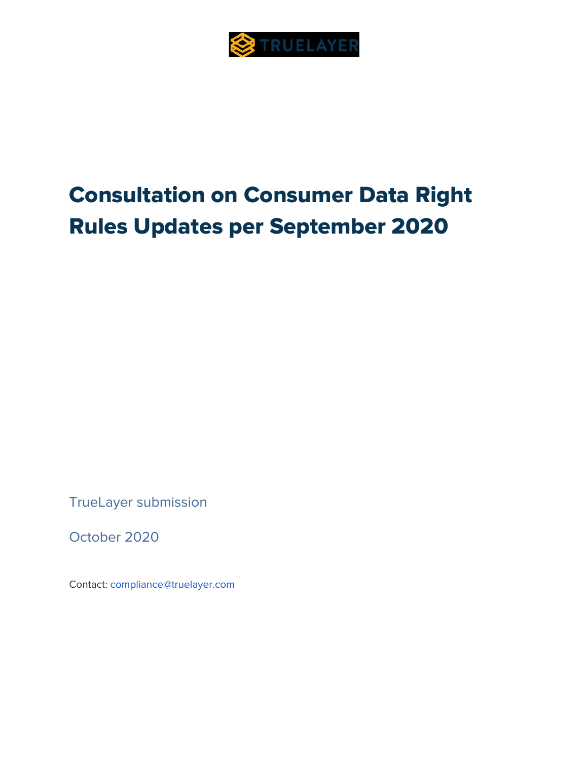TRUELAYER

# Consultation on Consumer Data Right Rules Updates per September 2020

TrueLayer submission

October 2020

Contact: compliance@truelayer.com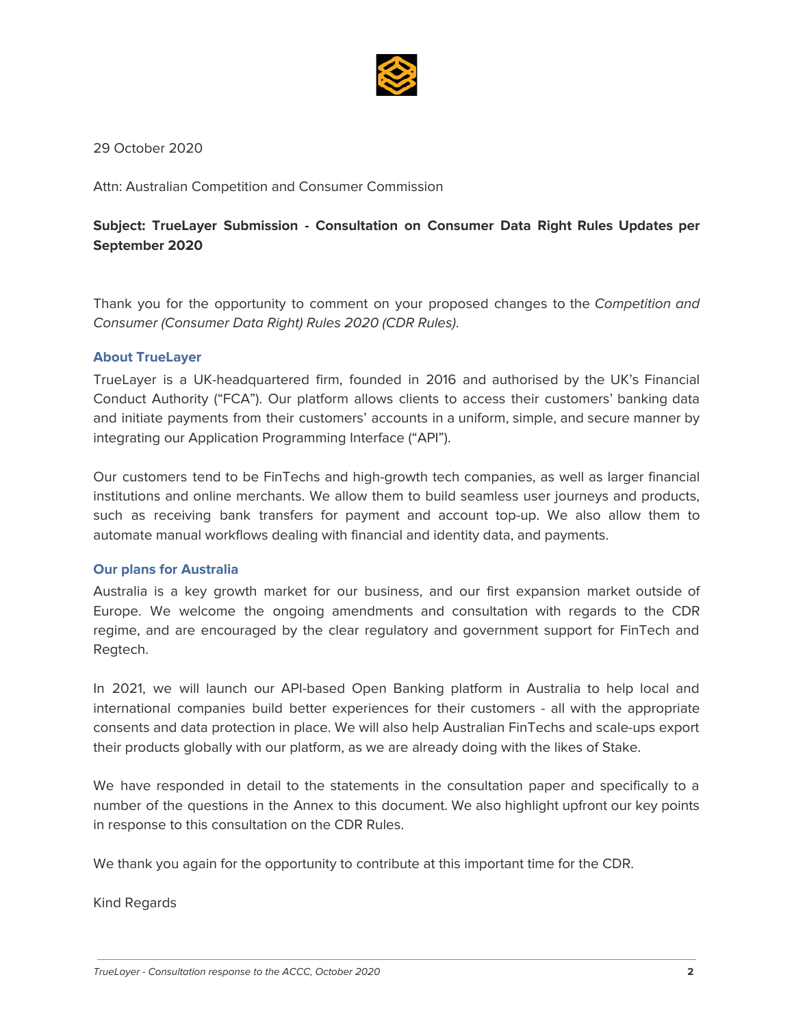29 October 2020

Attn: Australian Competition and Consumer Commission

**Subject: TrueLayer Submission - Consultation on Consumer Data Right Rules Updates per September 2020**

Thank you for the opportunity to comment on your proposed changes to the *Competition and Consumer (Consumer Data Right) Rules 2020 (CDR Rules).*

### About TrueLayer

TrueLayer is a UK-headquartered firm, founded in 2016 and authorised by the UK's Financial Conduct Authority ("FCA"). Our platform allows clients to access their customers' banking data and initiate payments from their customers' accounts in a uniform, simple, and secure manner by integrating our Application Programming Interface ("API").

Our customers tend to be FinTechs and high-growth tech companies, as well as larger financial institutions and online merchants. We allow them to build seamless user journeys and products, such as receiving bank transfers for payment and account top-up. We also allow them to automate manual workflows dealing with financial and identity data, and payments.

### Our plans for Australia

Australia is a key growth market for our business, and our first expansion market outside of Europe. We welcome the ongoing amendments and consultation with regards to the CDR regime, and are encouraged by the clear regulatory and government support for FinTech and Regtech.

In 2021, we will launch our API-based Open Banking platform in Australia to help local and international companies build better experiences for their customers - all with the appropriate consents and data protection in place. We will also help Australian FinTechs and scale-ups export their products globally with our platform, as we are already doing with the likes of Stake.

We have responded in detail to the statements in the consultation paper and specifically to a number of the questions in the Annex to this document. We also highlight upfront our key points in response to this consultation on the CDR Rules.

We thank you again for the opportunity to contribute at this important time for the CDR.

Kind Regards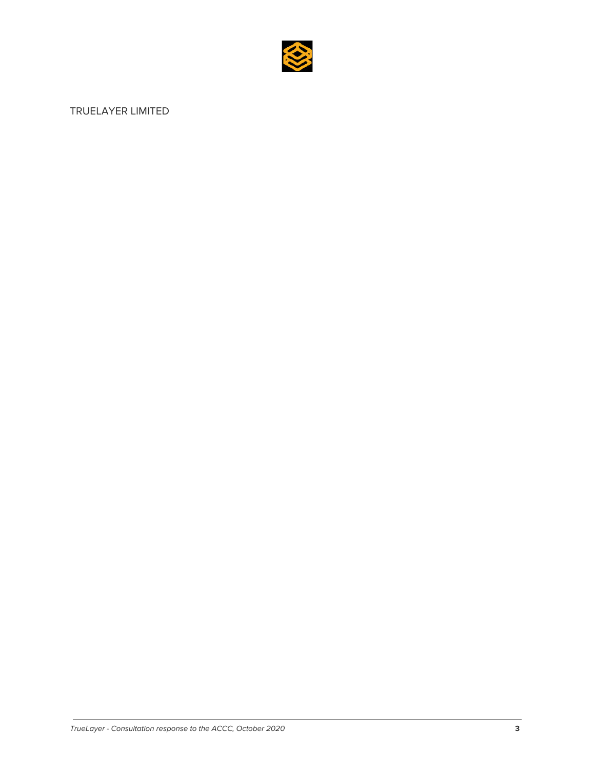TRUELAYER LIMITED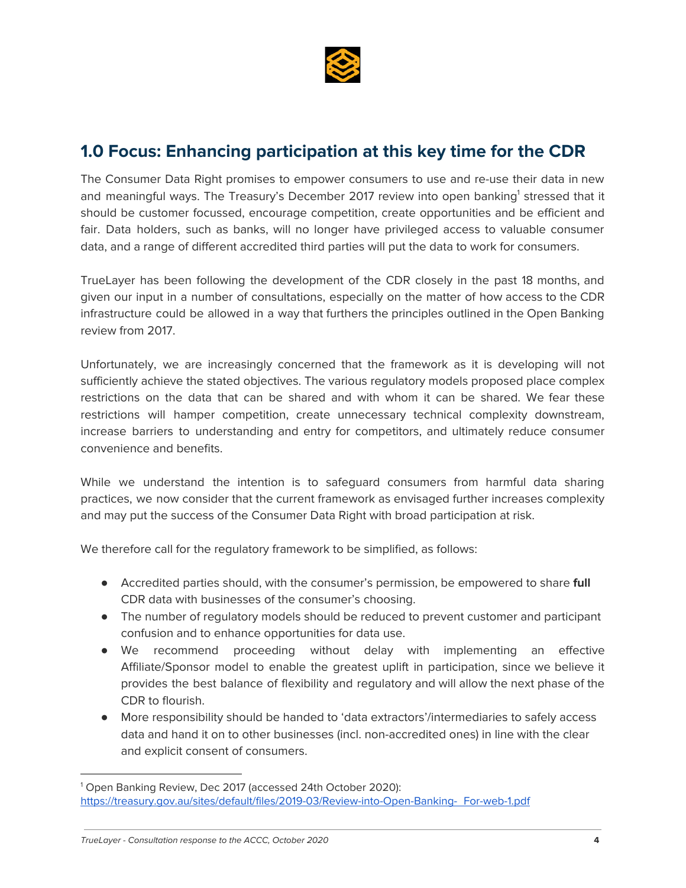## 1.0 Focus: Enhancing participation at this key time for the CDR

The Consumer Data Right promises to empower consumers to use and re-use their data in new and meaningful ways. The Treasury's December 2017 review into open banking[1] stressed that it should be customer focussed, encourage competition, create opportunities and be efficient and fair. Data holders, such as banks, will no longer have privileged access to valuable consumer data, and a range of different accredited third parties will put the data to work for consumers.

TrueLayer has been following the development of the CDR closely in the past 18 months, and given our input in a number of consultations, especially on the matter of how access to the CDR infrastructure could be allowed in a way that furthers the principles outlined in the Open Banking review from 2017.

Unfortunately, we are increasingly concerned that the framework as it is developing will not sufficiently achieve the stated objectives. The various regulatory models proposed place complex restrictions on the data that can be shared and with whom it can be shared. We fear these restrictions will hamper competition, create unnecessary technical complexity downstream, increase barriers to understanding and entry for competitors, and ultimately reduce consumer convenience and benefits.

While we understand the intention is to safeguard consumers from harmful data sharing practices, we now consider that the current framework as envisaged further increases complexity and may put the success of the Consumer Data Right with broad participation at risk.

We therefore call for the regulatory framework to be simplified, as follows:

- Accredited parties should, with the consumer's permission, be empowered to share **full** CDR data with businesses of the consumer's choosing.
- The number of regulatory models should be reduced to prevent customer and participant confusion and to enhance opportunities for data use.
- We recommend proceeding without delay with implementing an effective Affiliate/Sponsor model to enable the greatest uplift in participation, since we believe it provides the best balance of flexibility and regulatory and will allow the next phase of the CDR to flourish.
- More responsibility should be handed to 'data extractors'/intermediaries to safely access data and hand it on to other businesses (incl. non-accredited ones) in line with the clear and explicit consent of consumers.

[1] Open Banking Review, Dec 2017 (accessed 24th October 2020): https://treasury.gov.au/sites/default/files/2019-03/Review-into-Open-Banking-_For-web-1.pdf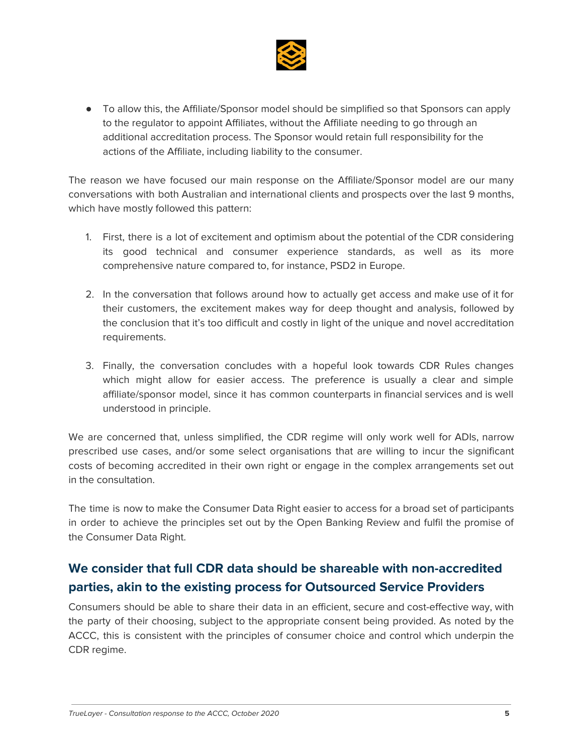- To allow this, the Affiliate/Sponsor model should be simplified so that Sponsors can apply to the regulator to appoint Affiliates, without the Affiliate needing to go through an additional accreditation process. The Sponsor would retain full responsibility for the actions of the Affiliate, including liability to the consumer.

The reason we have focused our main response on the Affiliate/Sponsor model are our many conversations with both Australian and international clients and prospects over the last 9 months, which have mostly followed this pattern:

1. First, there is a lot of excitement and optimism about the potential of the CDR considering its good technical and consumer experience standards, as well as its more comprehensive nature compared to, for instance, PSD2 in Europe.

2. In the conversation that follows around how to actually get access and make use of it for their customers, the excitement makes way for deep thought and analysis, followed by the conclusion that it's too difficult and costly in light of the unique and novel accreditation requirements.

3. Finally, the conversation concludes with a hopeful look towards CDR Rules changes which might allow for easier access. The preference is usually a clear and simple affiliate/sponsor model, since it has common counterparts in financial services and is well understood in principle.

We are concerned that, unless simplified, the CDR regime will only work well for ADIs, narrow prescribed use cases, and/or some select organisations that are willing to incur the significant costs of becoming accredited in their own right or engage in the complex arrangements set out in the consultation.

The time is now to make the Consumer Data Right easier to access for a broad set of participants in order to achieve the principles set out by the Open Banking Review and fulfil the promise of the Consumer Data Right.

## We consider that full CDR data should be shareable with non-accredited parties, akin to the existing process for Outsourced Service Providers

Consumers should be able to share their data in an efficient, secure and cost-effective way, with the party of their choosing, subject to the appropriate consent being provided. As noted by the ACCC, this is consistent with the principles of consumer choice and control which underpin the CDR regime.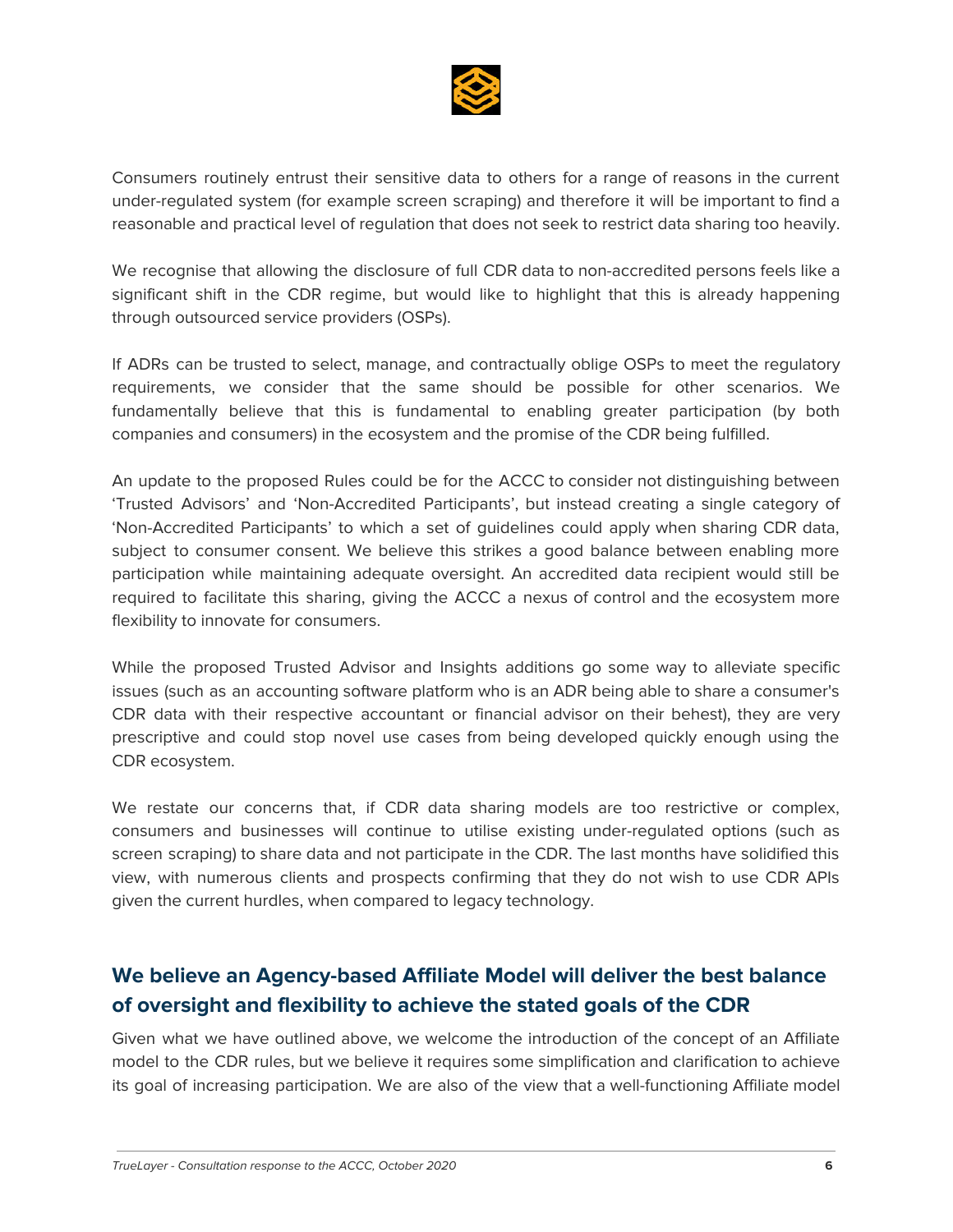Consumers routinely entrust their sensitive data to others for a range of reasons in the current under-regulated system (for example screen scraping) and therefore it will be important to find a reasonable and practical level of regulation that does not seek to restrict data sharing too heavily.

We recognise that allowing the disclosure of full CDR data to non-accredited persons feels like a significant shift in the CDR regime, but would like to highlight that this is already happening through outsourced service providers (OSPs).

If ADRs can be trusted to select, manage, and contractually oblige OSPs to meet the regulatory requirements, we consider that the same should be possible for other scenarios. We fundamentally believe that this is fundamental to enabling greater participation (by both companies and consumers) in the ecosystem and the promise of the CDR being fulfilled.

An update to the proposed Rules could be for the ACCC to consider not distinguishing between 'Trusted Advisors' and 'Non-Accredited Participants', but instead creating a single category of 'Non-Accredited Participants' to which a set of guidelines could apply when sharing CDR data, subject to consumer consent. We believe this strikes a good balance between enabling more participation while maintaining adequate oversight. An accredited data recipient would still be required to facilitate this sharing, giving the ACCC a nexus of control and the ecosystem more flexibility to innovate for consumers.

While the proposed Trusted Advisor and Insights additions go some way to alleviate specific issues (such as an accounting software platform who is an ADR being able to share a consumer's CDR data with their respective accountant or financial advisor on their behest), they are very prescriptive and could stop novel use cases from being developed quickly enough using the CDR ecosystem.

We restate our concerns that, if CDR data sharing models are too restrictive or complex, consumers and businesses will continue to utilise existing under-regulated options (such as screen scraping) to share data and not participate in the CDR. The last months have solidified this view, with numerous clients and prospects confirming that they do not wish to use CDR APIs given the current hurdles, when compared to legacy technology.

## We believe an Agency-based Affiliate Model will deliver the best balance of oversight and flexibility to achieve the stated goals of the CDR

Given what we have outlined above, we welcome the introduction of the concept of an Affiliate model to the CDR rules, but we believe it requires some simplification and clarification to achieve its goal of increasing participation. We are also of the view that a well-functioning Affiliate model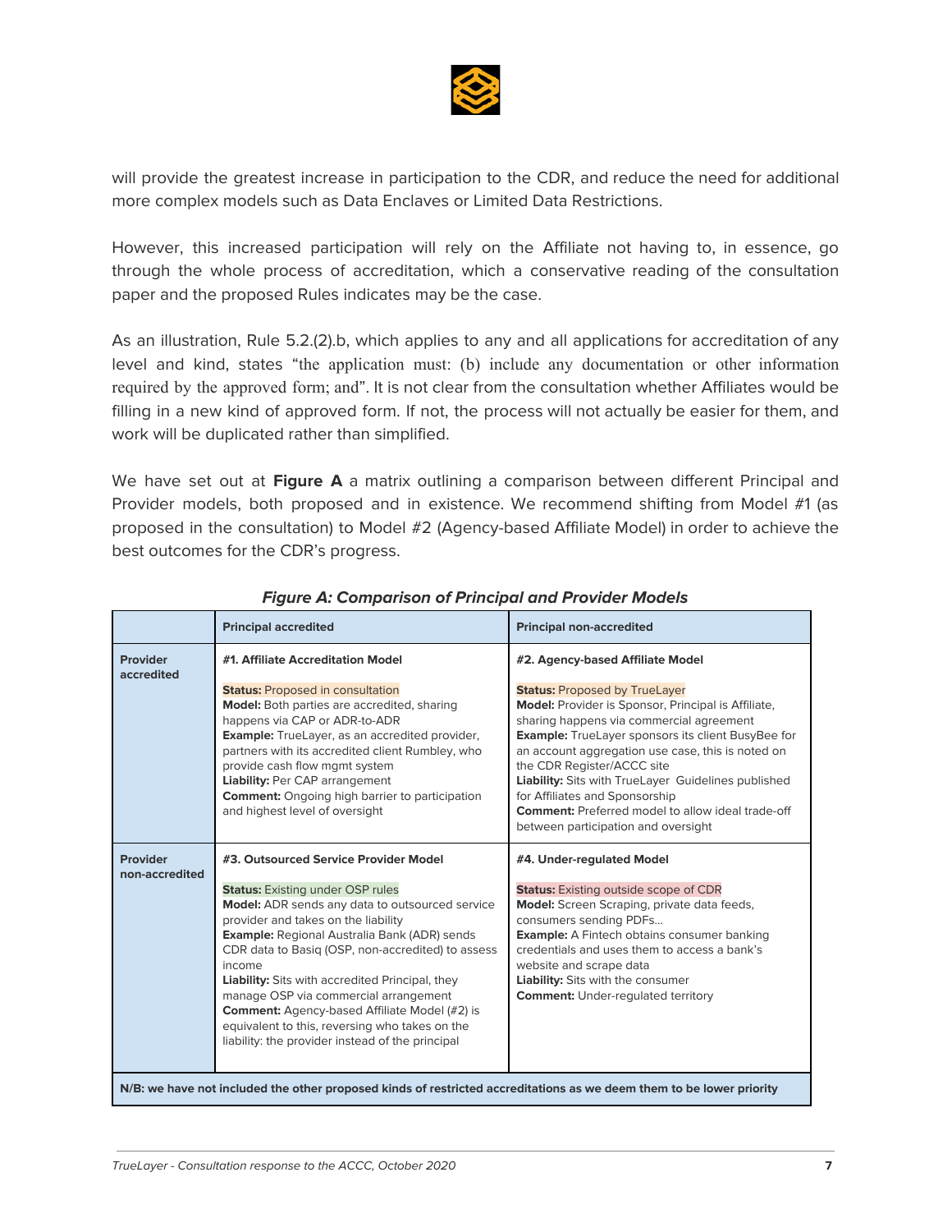will provide the greatest increase in participation to the CDR, and reduce the need for additional more complex models such as Data Enclaves or Limited Data Restrictions.

However, this increased participation will rely on the Affiliate not having to, in essence, go through the whole process of accreditation, which a conservative reading of the consultation paper and the proposed Rules indicates may be the case.

As an illustration, Rule 5.2.(2).b, which applies to any and all applications for accreditation of any level and kind, states "the application must: (b) include any documentation or other information required by the approved form; and". It is not clear from the consultation whether Affiliates would be filling in a new kind of approved form. If not, the process will not actually be easier for them, and work will be duplicated rather than simplified.

We have set out at **Figure A** a matrix outlining a comparison between different Principal and Provider models, both proposed and in existence. We recommend shifting from Model #1 (as proposed in the consultation) to Model #2 (Agency-based Affiliate Model) in order to achieve the best outcomes for the CDR's progress.

***Figure A: Comparison of Principal and Provider Models***

| | **Principal accredited** | **Principal non-accredited** |
|---|---|---|
| **Provider accredited** | **#1. Affiliate Accreditation Model**<br><br>**Status:** Proposed in consultation<br>**Model:** Both parties are accredited, sharing happens via CAP or ADR-to-ADR<br>**Example:** TrueLayer, as an accredited provider, partners with its accredited client Rumbley, who provide cash flow mgmt system<br>**Liability:** Per CAP arrangement<br>**Comment:** Ongoing high barrier to participation and highest level of oversight | **#2. Agency-based Affiliate Model**<br><br>**Status:** Proposed by TrueLayer<br>**Model:** Provider is Sponsor, Principal is Affiliate, sharing happens via commercial agreement<br>**Example:** TrueLayer sponsors its client BusyBee for an account aggregation use case, this is noted on the CDR Register/ACCC site<br>**Liability:** Sits with TrueLayer Guidelines published for Affiliates and Sponsorship<br>**Comment:** Preferred model to allow ideal trade-off between participation and oversight |
| **Provider non-accredited** | **#3. Outsourced Service Provider Model**<br><br>**Status:** Existing under OSP rules<br>**Model:** ADR sends any data to outsourced service provider and takes on the liability<br>**Example:** Regional Australia Bank (ADR) sends CDR data to Basiq (OSP, non-accredited) to assess income<br>**Liability:** Sits with accredited Principal, they manage OSP via commercial arrangement<br>**Comment:** Agency-based Affiliate Model (#2) is equivalent to this, reversing who takes on the liability: the provider instead of the principal | **#4. Under-regulated Model**<br><br>**Status:** Existing outside scope of CDR<br>**Model:** Screen Scraping, private data feeds, consumers sending PDFs...<br>**Example:** A Fintech obtains consumer banking credentials and uses them to access a bank's website and scrape data<br>**Liability:** Sits with the consumer<br>**Comment:** Under-regulated territory |
| **N/B: we have not included the other proposed kinds of restricted accreditations as we deem them to be lower priority** | | |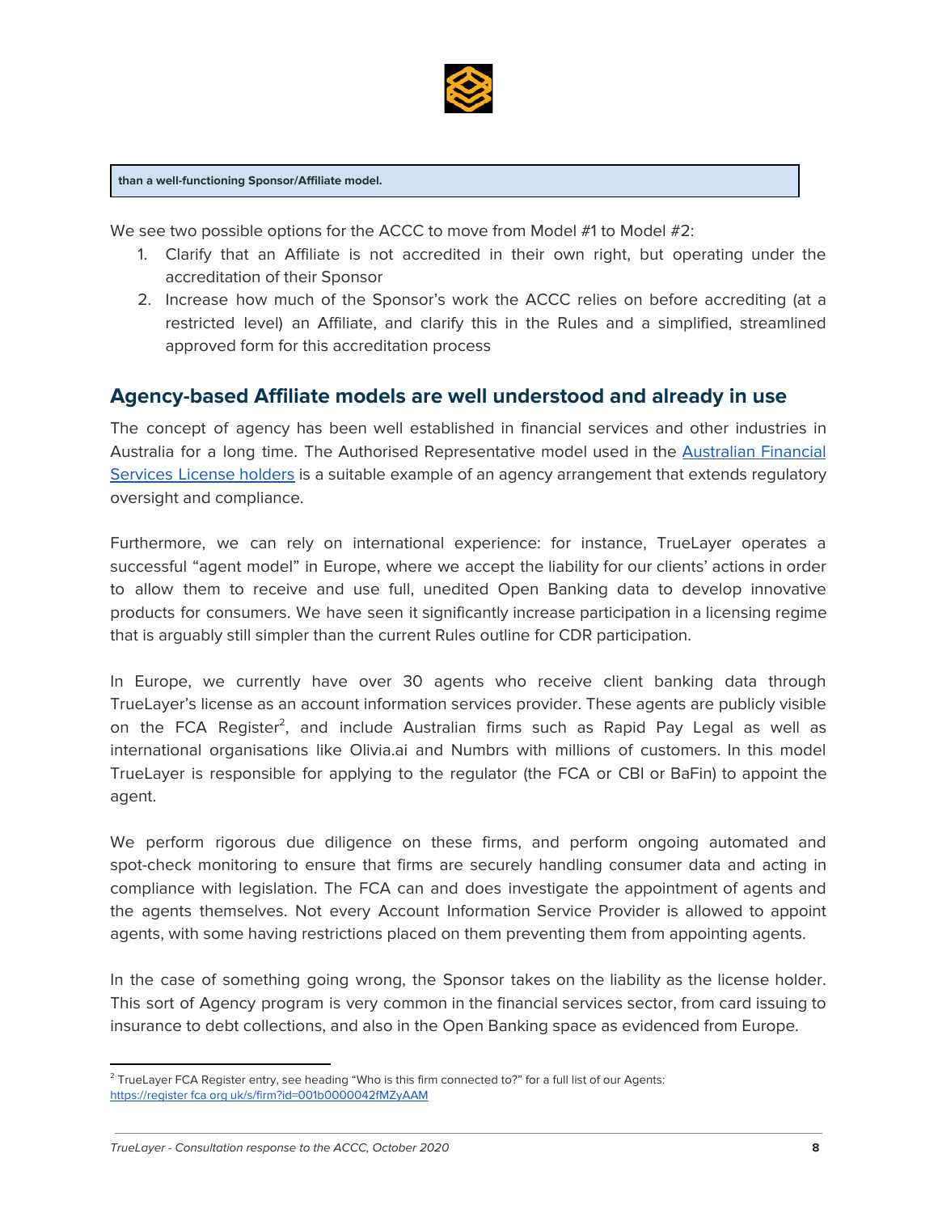**than a well-functioning Sponsor/Affiliate model.**

We see two possible options for the ACCC to move from Model #1 to Model #2:

1. Clarify that an Affiliate is not accredited in their own right, but operating under the accreditation of their Sponsor
2. Increase how much of the Sponsor's work the ACCC relies on before accrediting (at a restricted level) an Affiliate, and clarify this in the Rules and a simplified, streamlined approved form for this accreditation process

## Agency-based Affiliate models are well understood and already in use

The concept of agency has been well established in financial services and other industries in Australia for a long time. The Authorised Representative model used in the [Australian Financial Services License holders](#) is a suitable example of an agency arrangement that extends regulatory oversight and compliance.

Furthermore, we can rely on international experience: for instance, TrueLayer operates a successful "agent model" in Europe, where we accept the liability for our clients' actions in order to allow them to receive and use full, unedited Open Banking data to develop innovative products for consumers. We have seen it significantly increase participation in a licensing regime that is arguably still simpler than the current Rules outline for CDR participation.

In Europe, we currently have over 30 agents who receive client banking data through TrueLayer's license as an account information services provider. These agents are publicly visible on the FCA Register[2], and include Australian firms such as Rapid Pay Legal as well as international organisations like Olivia.ai and Numbrs with millions of customers. In this model TrueLayer is responsible for applying to the regulator (the FCA or CBI or BaFin) to appoint the agent.

We perform rigorous due diligence on these firms, and perform ongoing automated and spot-check monitoring to ensure that firms are securely handling consumer data and acting in compliance with legislation. The FCA can and does investigate the appointment of agents and the agents themselves. Not every Account Information Service Provider is allowed to appoint agents, with some having restrictions placed on them preventing them from appointing agents.

In the case of something going wrong, the Sponsor takes on the liability as the license holder. This sort of Agency program is very common in the financial services sector, from card issuing to insurance to debt collections, and also in the Open Banking space as evidenced from Europe.

[2] TrueLayer FCA Register entry, see heading "Who is this firm connected to?" for a full list of our Agents: https://register.fca.org.uk/s/firm?id=001b0000042fMZyAAM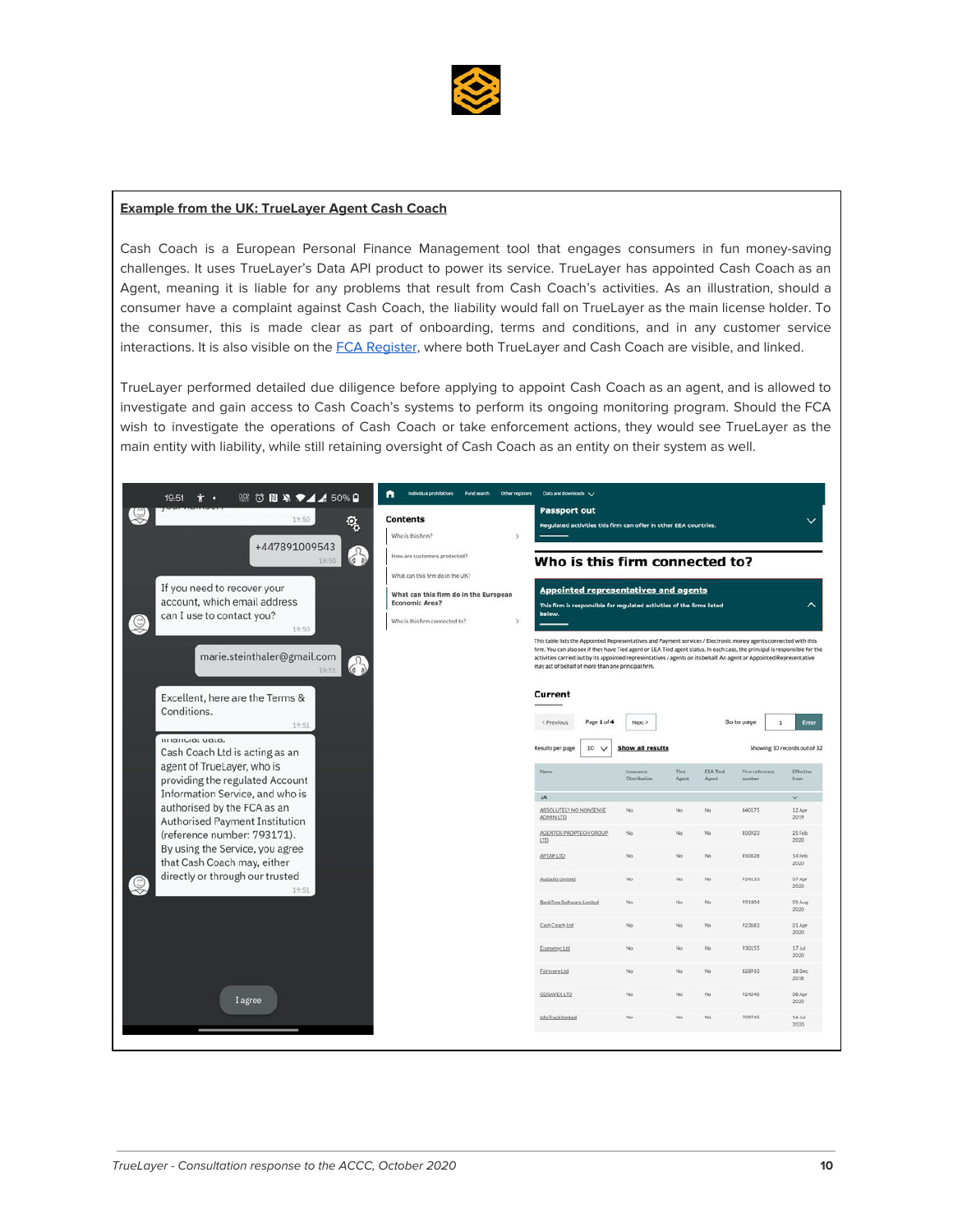**Example from the UK: TrueLayer Agent Cash Coach**

Cash Coach is a European Personal Finance Management tool that engages consumers in fun money-saving challenges. It uses TrueLayer's Data API product to power its service. TrueLayer has appointed Cash Coach as an Agent, meaning it is liable for any problems that result from Cash Coach's activities. As an illustration, should a consumer have a complaint against Cash Coach, the liability would fall on TrueLayer as the main license holder. To the consumer, this is made clear as part of onboarding, terms and conditions, and in any customer service interactions. It is also visible on the FCA Register, where both TrueLayer and Cash Coach are visible, and linked.

TrueLayer performed detailed due diligence before applying to appoint Cash Coach as an agent, and is allowed to investigate and gain access to Cash Coach's systems to perform its ongoing monitoring program. Should the FCA wish to investigate the operations of Cash Coach or take enforcement actions, they would see TrueLayer as the main entity with liability, while still retaining oversight of Cash Coach as an entity on their system as well.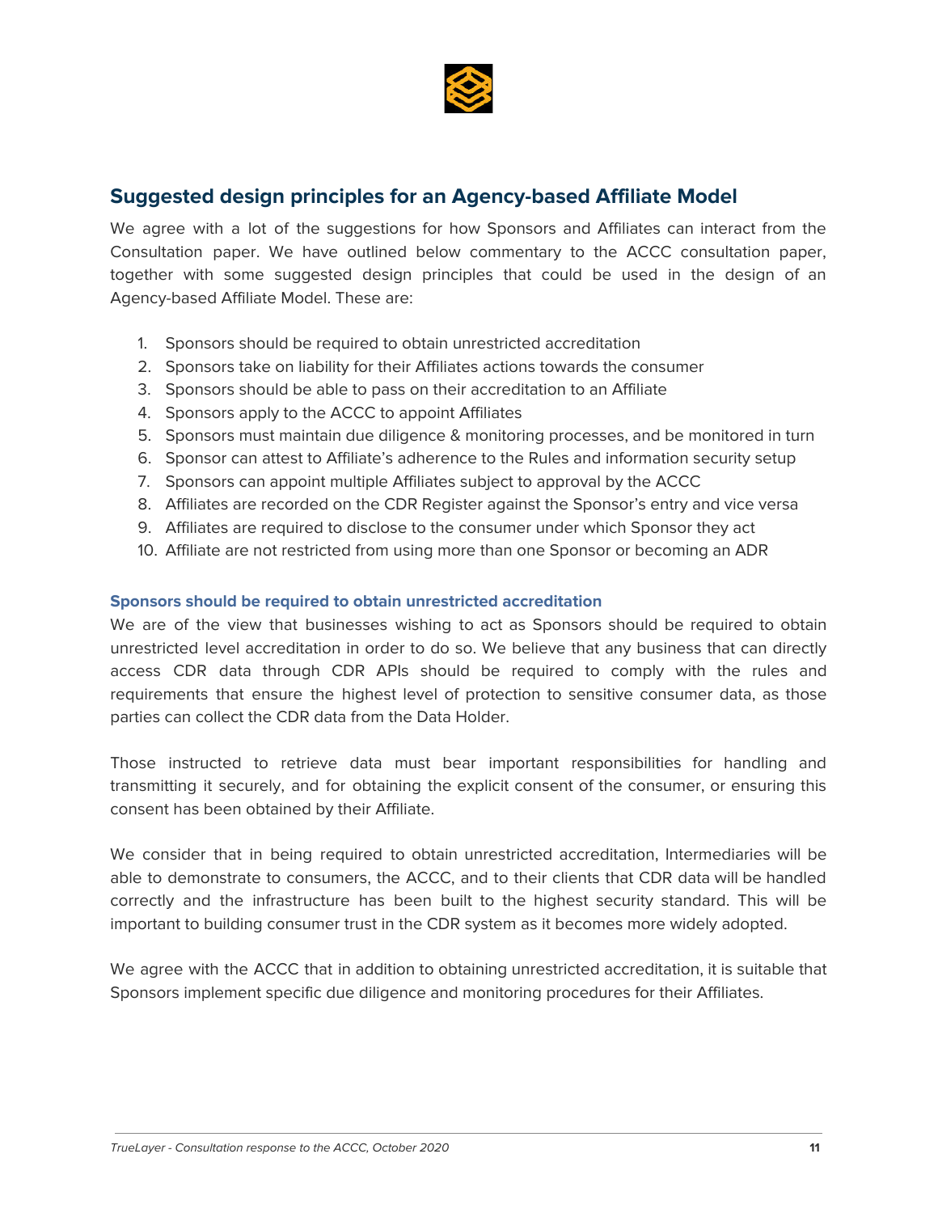## Suggested design principles for an Agency-based Affiliate Model

We agree with a lot of the suggestions for how Sponsors and Affiliates can interact from the Consultation paper. We have outlined below commentary to the ACCC consultation paper, together with some suggested design principles that could be used in the design of an Agency-based Affiliate Model. These are:

1. Sponsors should be required to obtain unrestricted accreditation
2. Sponsors take on liability for their Affiliates actions towards the consumer
3. Sponsors should be able to pass on their accreditation to an Affiliate
4. Sponsors apply to the ACCC to appoint Affiliates
5. Sponsors must maintain due diligence & monitoring processes, and be monitored in turn
6. Sponsor can attest to Affiliate's adherence to the Rules and information security setup
7. Sponsors can appoint multiple Affiliates subject to approval by the ACCC
8. Affiliates are recorded on the CDR Register against the Sponsor's entry and vice versa
9. Affiliates are required to disclose to the consumer under which Sponsor they act
10. Affiliate are not restricted from using more than one Sponsor or becoming an ADR

### Sponsors should be required to obtain unrestricted accreditation

We are of the view that businesses wishing to act as Sponsors should be required to obtain unrestricted level accreditation in order to do so. We believe that any business that can directly access CDR data through CDR APIs should be required to comply with the rules and requirements that ensure the highest level of protection to sensitive consumer data, as those parties can collect the CDR data from the Data Holder.

Those instructed to retrieve data must bear important responsibilities for handling and transmitting it securely, and for obtaining the explicit consent of the consumer, or ensuring this consent has been obtained by their Affiliate.

We consider that in being required to obtain unrestricted accreditation, Intermediaries will be able to demonstrate to consumers, the ACCC, and to their clients that CDR data will be handled correctly and the infrastructure has been built to the highest security standard. This will be important to building consumer trust in the CDR system as it becomes more widely adopted.

We agree with the ACCC that in addition to obtaining unrestricted accreditation, it is suitable that Sponsors implement specific due diligence and monitoring procedures for their Affiliates.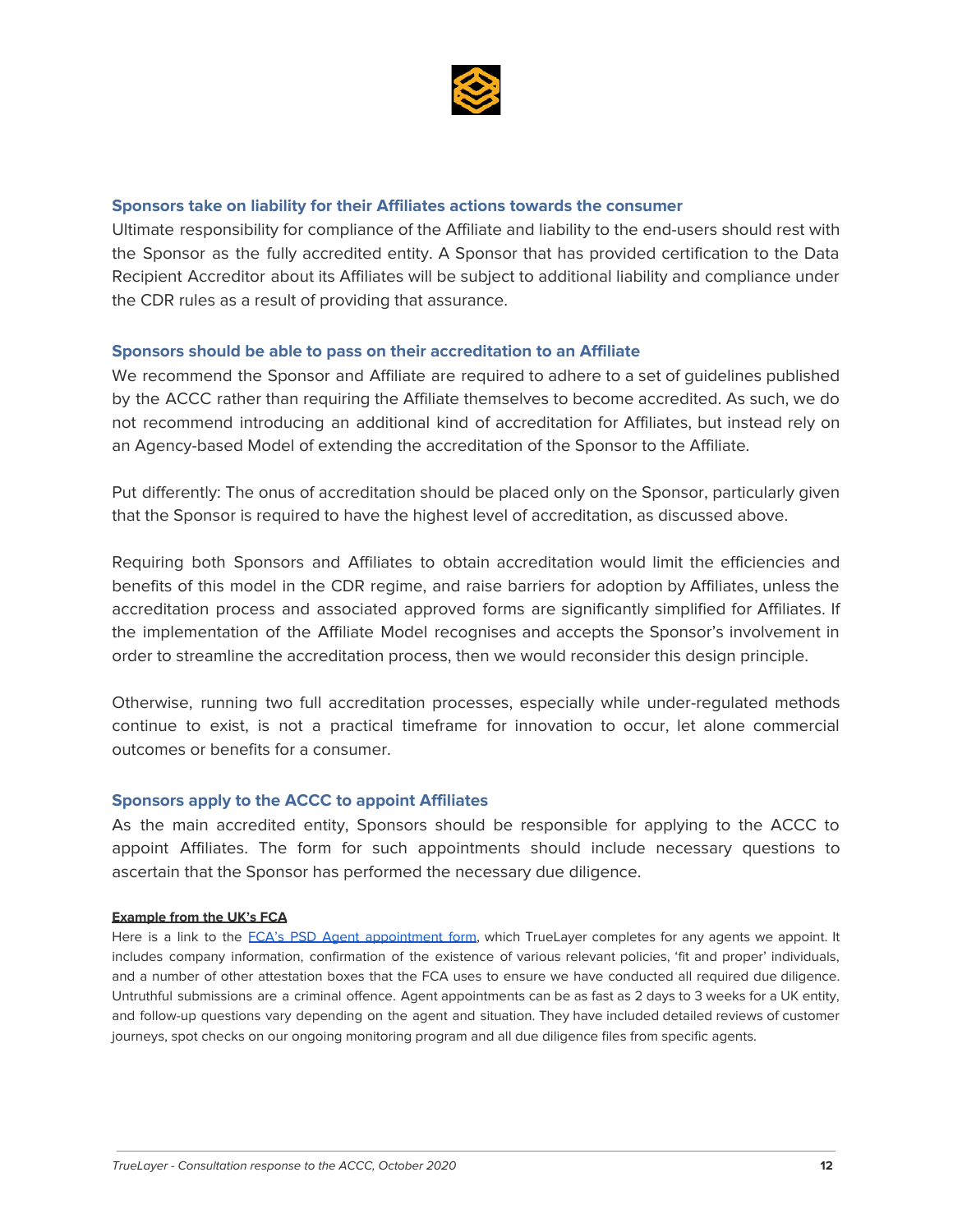### Sponsors take on liability for their Affiliates actions towards the consumer

Ultimate responsibility for compliance of the Affiliate and liability to the end-users should rest with the Sponsor as the fully accredited entity. A Sponsor that has provided certification to the Data Recipient Accreditor about its Affiliates will be subject to additional liability and compliance under the CDR rules as a result of providing that assurance.

### Sponsors should be able to pass on their accreditation to an Affiliate

We recommend the Sponsor and Affiliate are required to adhere to a set of guidelines published by the ACCC rather than requiring the Affiliate themselves to become accredited. As such, we do not recommend introducing an additional kind of accreditation for Affiliates, but instead rely on an Agency-based Model of extending the accreditation of the Sponsor to the Affiliate.

Put differently: The onus of accreditation should be placed only on the Sponsor, particularly given that the Sponsor is required to have the highest level of accreditation, as discussed above.

Requiring both Sponsors and Affiliates to obtain accreditation would limit the efficiencies and benefits of this model in the CDR regime, and raise barriers for adoption by Affiliates, unless the accreditation process and associated approved forms are significantly simplified for Affiliates. If the implementation of the Affiliate Model recognises and accepts the Sponsor's involvement in order to streamline the accreditation process, then we would reconsider this design principle.

Otherwise, running two full accreditation processes, especially while under-regulated methods continue to exist, is not a practical timeframe for innovation to occur, let alone commercial outcomes or benefits for a consumer.

### Sponsors apply to the ACCC to appoint Affiliates

As the main accredited entity, Sponsors should be responsible for applying to the ACCC to appoint Affiliates. The form for such appointments should include necessary questions to ascertain that the Sponsor has performed the necessary due diligence.

**Example from the UK's FCA**

Here is a link to the FCA's PSD Agent appointment form, which TrueLayer completes for any agents we appoint. It includes company information, confirmation of the existence of various relevant policies, 'fit and proper' individuals, and a number of other attestation boxes that the FCA uses to ensure we have conducted all required due diligence. Untruthful submissions are a criminal offence. Agent appointments can be as fast as 2 days to 3 weeks for a UK entity, and follow-up questions vary depending on the agent and situation. They have included detailed reviews of customer journeys, spot checks on our ongoing monitoring program and all due diligence files from specific agents.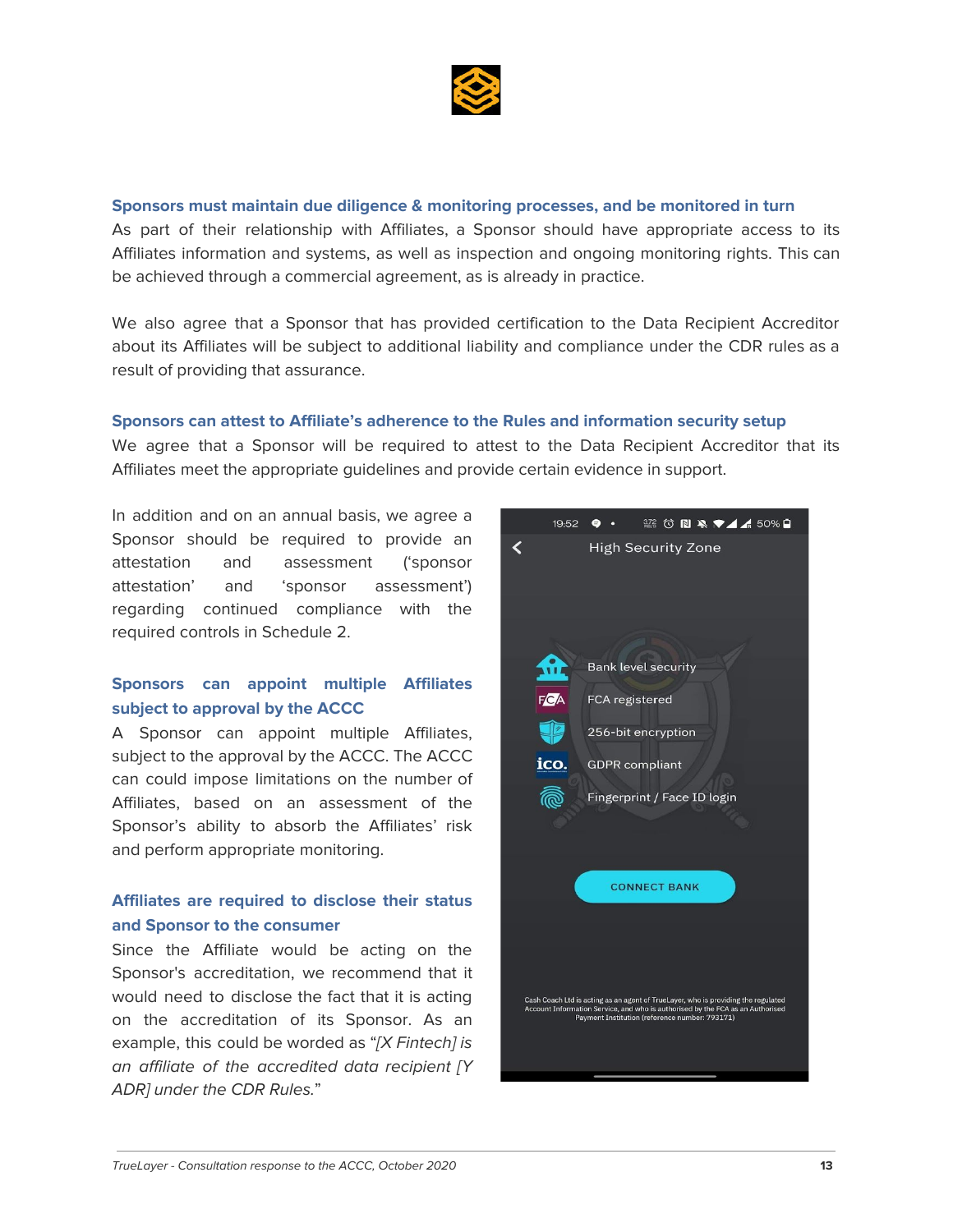### Sponsors must maintain due diligence & monitoring processes, and be monitored in turn

As part of their relationship with Affiliates, a Sponsor should have appropriate access to its Affiliates information and systems, as well as inspection and ongoing monitoring rights. This can be achieved through a commercial agreement, as is already in practice.

We also agree that a Sponsor that has provided certification to the Data Recipient Accreditor about its Affiliates will be subject to additional liability and compliance under the CDR rules as a result of providing that assurance.

### Sponsors can attest to Affiliate's adherence to the Rules and information security setup

We agree that a Sponsor will be required to attest to the Data Recipient Accreditor that its Affiliates meet the appropriate guidelines and provide certain evidence in support.

In addition and on an annual basis, we agree a Sponsor should be required to provide an attestation and assessment ('sponsor attestation' and 'sponsor assessment') regarding continued compliance with the required controls in Schedule 2.

### Sponsors can appoint multiple Affiliates subject to approval by the ACCC

A Sponsor can appoint multiple Affiliates, subject to the approval by the ACCC. The ACCC can could impose limitations on the number of Affiliates, based on an assessment of the Sponsor's ability to absorb the Affiliates' risk and perform appropriate monitoring.

### Affiliates are required to disclose their status and Sponsor to the consumer

Since the Affiliate would be acting on the Sponsor's accreditation, we recommend that it would need to disclose the fact that it is acting on the accreditation of its Sponsor. As an example, this could be worded as "*[X Fintech] is an affiliate of the accredited data recipient [Y ADR] under the CDR Rules.*"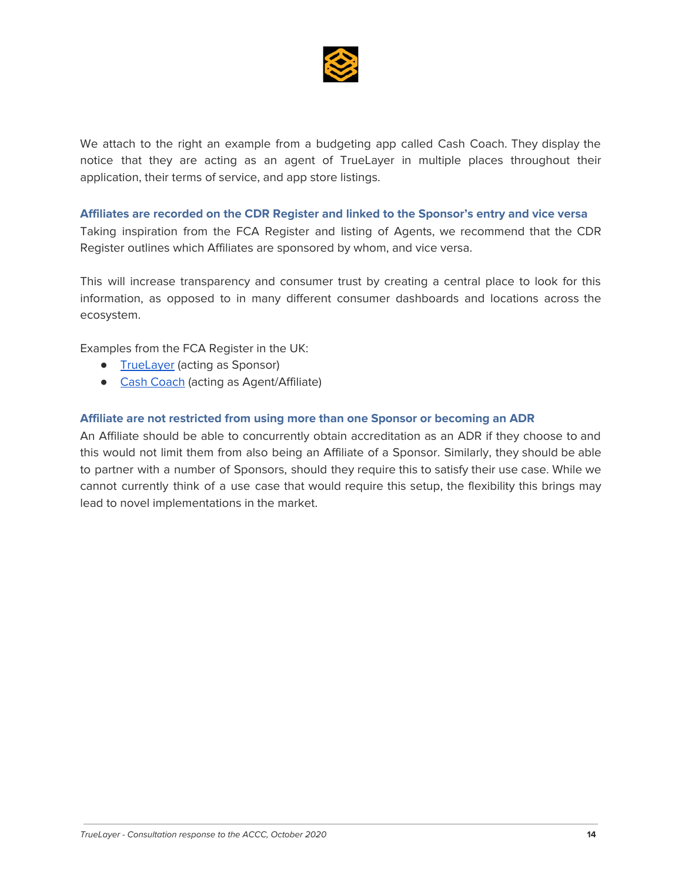We attach to the right an example from a budgeting app called Cash Coach. They display the notice that they are acting as an agent of TrueLayer in multiple places throughout their application, their terms of service, and app store listings.

### Affiliates are recorded on the CDR Register and linked to the Sponsor's entry and vice versa

Taking inspiration from the FCA Register and listing of Agents, we recommend that the CDR Register outlines which Affiliates are sponsored by whom, and vice versa.

This will increase transparency and consumer trust by creating a central place to look for this information, as opposed to in many different consumer dashboards and locations across the ecosystem.

Examples from the FCA Register in the UK:

- TrueLayer (acting as Sponsor)
- Cash Coach (acting as Agent/Affiliate)

### Affiliate are not restricted from using more than one Sponsor or becoming an ADR

An Affiliate should be able to concurrently obtain accreditation as an ADR if they choose to and this would not limit them from also being an Affiliate of a Sponsor. Similarly, they should be able to partner with a number of Sponsors, should they require this to satisfy their use case. While we cannot currently think of a use case that would require this setup, the flexibility this brings may lead to novel implementations in the market.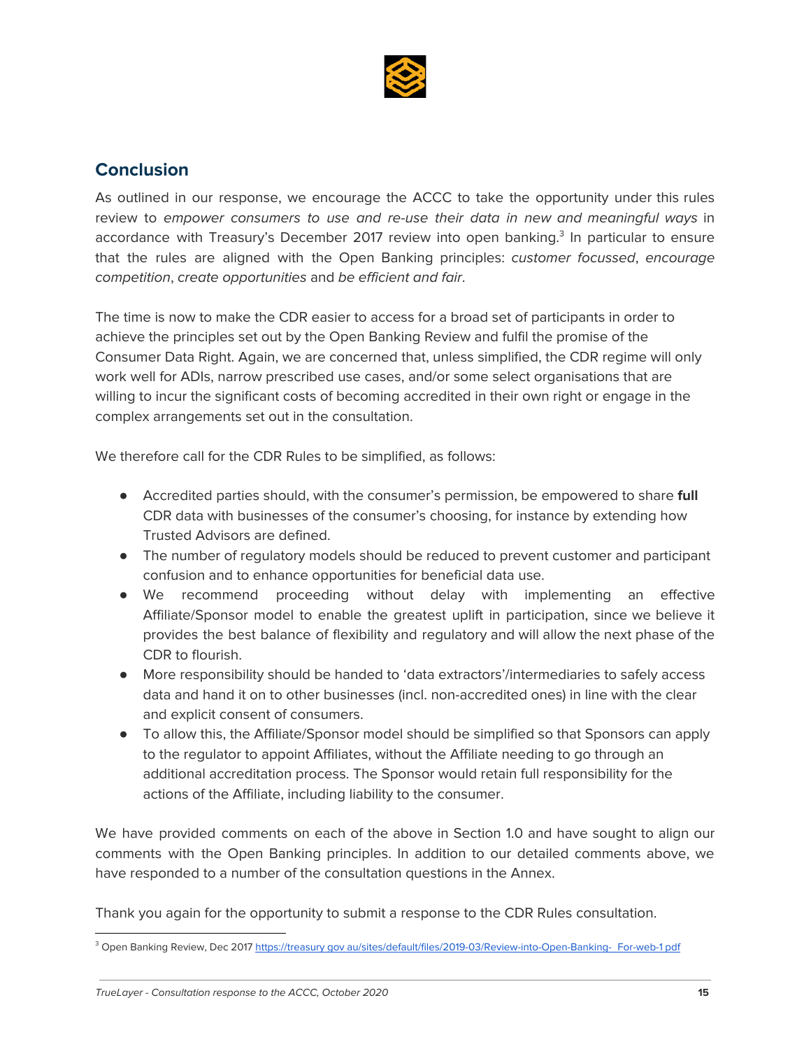## Conclusion

As outlined in our response, we encourage the ACCC to take the opportunity under this rules review to *empower consumers to use and re-use their data in new and meaningful ways* in accordance with Treasury's December 2017 review into open banking.[3] In particular to ensure that the rules are aligned with the Open Banking principles: *customer focussed*, *encourage competition*, *create opportunities* and *be efficient and fair*.

The time is now to make the CDR easier to access for a broad set of participants in order to achieve the principles set out by the Open Banking Review and fulfil the promise of the Consumer Data Right. Again, we are concerned that, unless simplified, the CDR regime will only work well for ADIs, narrow prescribed use cases, and/or some select organisations that are willing to incur the significant costs of becoming accredited in their own right or engage in the complex arrangements set out in the consultation.

We therefore call for the CDR Rules to be simplified, as follows:

- Accredited parties should, with the consumer's permission, be empowered to share **full** CDR data with businesses of the consumer's choosing, for instance by extending how Trusted Advisors are defined.
- The number of regulatory models should be reduced to prevent customer and participant confusion and to enhance opportunities for beneficial data use.
- We recommend proceeding without delay with implementing an effective Affiliate/Sponsor model to enable the greatest uplift in participation, since we believe it provides the best balance of flexibility and regulatory and will allow the next phase of the CDR to flourish.
- More responsibility should be handed to 'data extractors'/intermediaries to safely access data and hand it on to other businesses (incl. non-accredited ones) in line with the clear and explicit consent of consumers.
- To allow this, the Affiliate/Sponsor model should be simplified so that Sponsors can apply to the regulator to appoint Affiliates, without the Affiliate needing to go through an additional accreditation process. The Sponsor would retain full responsibility for the actions of the Affiliate, including liability to the consumer.

We have provided comments on each of the above in Section 1.0 and have sought to align our comments with the Open Banking principles. In addition to our detailed comments above, we have responded to a number of the consultation questions in the Annex.

Thank you again for the opportunity to submit a response to the CDR Rules consultation.

---

[3] Open Banking Review, Dec 2017 https://treasury.gov.au/sites/default/files/2019-03/Review-into-Open-Banking-_For-web-1.pdf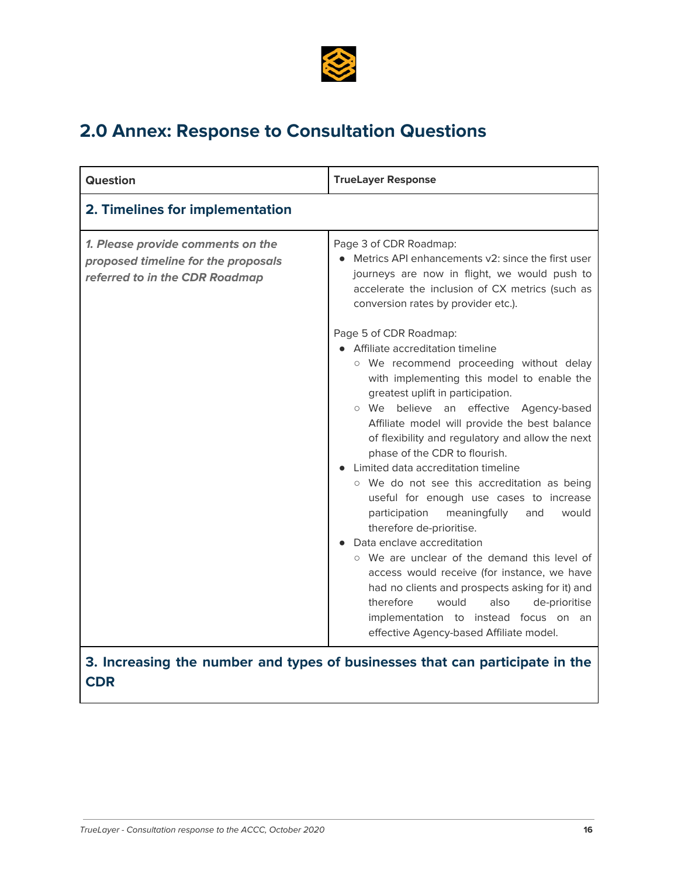## 2.0 Annex: Response to Consultation Questions

| Question | TrueLayer Response |
|---|---|
| **2. Timelines for implementation** | |
| ***1. Please provide comments on the proposed timeline for the proposals referred to in the CDR Roadmap*** | Page 3 of CDR Roadmap:<br>• Metrics API enhancements v2: since the first user journeys are now in flight, we would push to accelerate the inclusion of CX metrics (such as conversion rates by provider etc.).<br><br>Page 5 of CDR Roadmap:<br>• Affiliate accreditation timeline<br>○ We recommend proceeding without delay with implementing this model to enable the greatest uplift in participation.<br>○ We believe an effective Agency-based Affiliate model will provide the best balance of flexibility and regulatory and allow the next phase of the CDR to flourish.<br>• Limited data accreditation timeline<br>○ We do not see this accreditation as being useful for enough use cases to increase participation meaningfully and would therefore de-prioritise.<br>• Data enclave accreditation<br>○ We are unclear of the demand this level of access would receive (for instance, we have had no clients and prospects asking for it) and therefore would also de-prioritise implementation to instead focus on an effective Agency-based Affiliate model. |
| **3. Increasing the number and types of businesses that can participate in the CDR** | |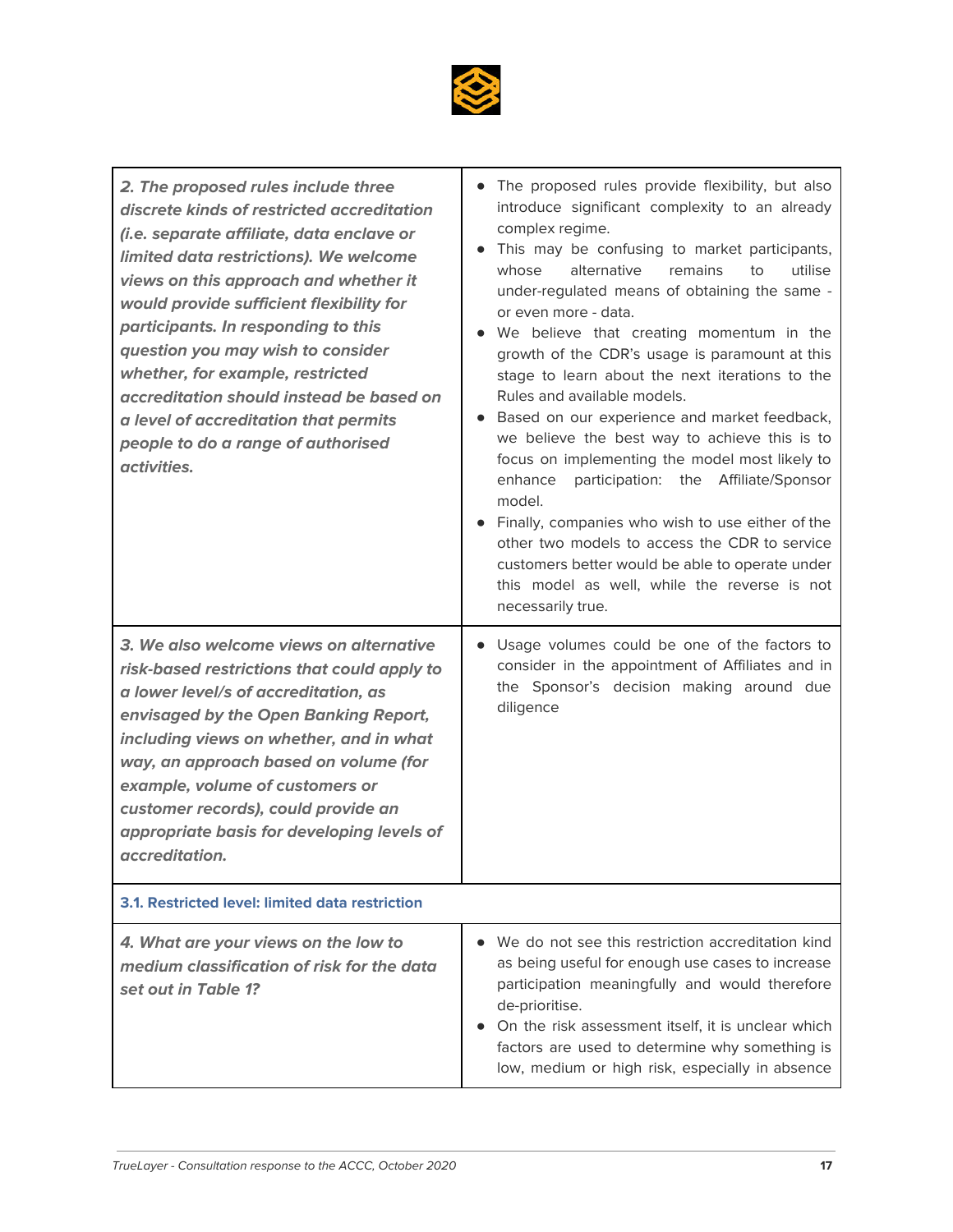| | |
|---|---|
| ***2. The proposed rules include three discrete kinds of restricted accreditation (i.e. separate affiliate, data enclave or limited data restrictions). We welcome views on this approach and whether it would provide sufficient flexibility for participants. In responding to this question you may wish to consider whether, for example, restricted accreditation should instead be based on a level of accreditation that permits people to do a range of authorised activities.*** | • The proposed rules provide flexibility, but also introduce significant complexity to an already complex regime.<br>• This may be confusing to market participants, whose alternative remains to utilise under-regulated means of obtaining the same - or even more - data.<br>• We believe that creating momentum in the growth of the CDR's usage is paramount at this stage to learn about the next iterations to the Rules and available models.<br>• Based on our experience and market feedback, we believe the best way to achieve this is to focus on implementing the model most likely to enhance participation: the Affiliate/Sponsor model.<br>• Finally, companies who wish to use either of the other two models to access the CDR to service customers better would be able to operate under this model as well, while the reverse is not necessarily true. |
| ***3. We also welcome views on alternative risk-based restrictions that could apply to a lower level/s of accreditation, as envisaged by the Open Banking Report, including views on whether, and in what way, an approach based on volume (for example, volume of customers or customer records), could provide an appropriate basis for developing levels of accreditation.*** | • Usage volumes could be one of the factors to consider in the appointment of Affiliates and in the Sponsor's decision making around due diligence |
| **3.1. Restricted level: limited data restriction** | |
| ***4. What are your views on the low to medium classification of risk for the data set out in Table 1?*** | • We do not see this restriction accreditation kind as being useful for enough use cases to increase participation meaningfully and would therefore de-prioritise.<br>• On the risk assessment itself, it is unclear which factors are used to determine why something is low, medium or high risk, especially in absence |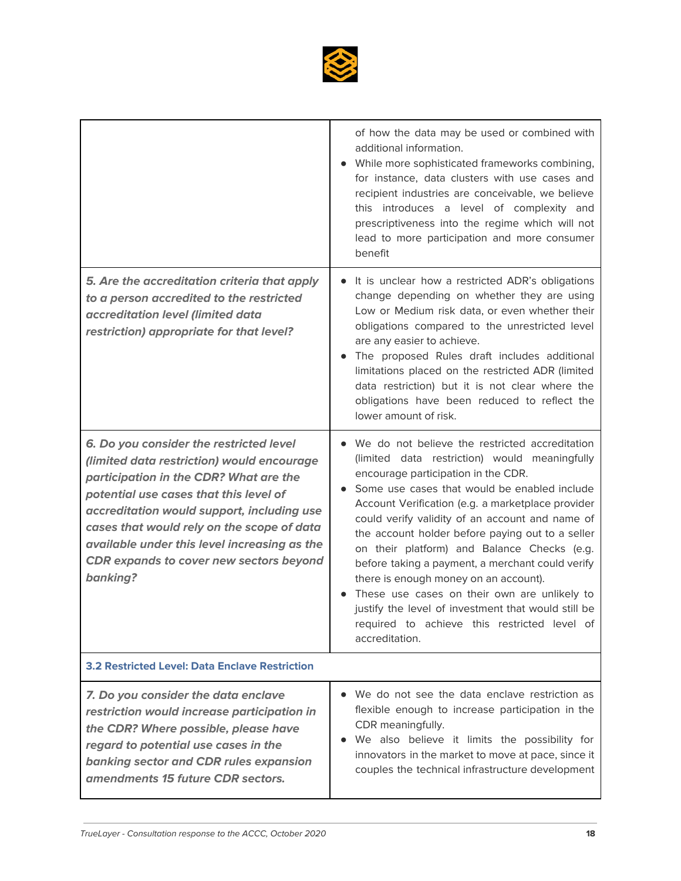| | |
|---|---|
| | of how the data may be used or combined with additional information.<br>• While more sophisticated frameworks combining, for instance, data clusters with use cases and recipient industries are conceivable, we believe this introduces a level of complexity and prescriptiveness into the regime which will not lead to more participation and more consumer benefit |
| ***5. Are the accreditation criteria that apply to a person accredited to the restricted accreditation level (limited data restriction) appropriate for that level?*** | • It is unclear how a restricted ADR's obligations change depending on whether they are using Low or Medium risk data, or even whether their obligations compared to the unrestricted level are any easier to achieve.<br>• The proposed Rules draft includes additional limitations placed on the restricted ADR (limited data restriction) but it is not clear where the obligations have been reduced to reflect the lower amount of risk. |
| ***6. Do you consider the restricted level (limited data restriction) would encourage participation in the CDR? What are the potential use cases that this level of accreditation would support, including use cases that would rely on the scope of data available under this level increasing as the CDR expands to cover new sectors beyond banking?*** | • We do not believe the restricted accreditation (limited data restriction) would meaningfully encourage participation in the CDR.<br>• Some use cases that would be enabled include Account Verification (e.g. a marketplace provider could verify validity of an account and name of the account holder before paying out to a seller on their platform) and Balance Checks (e.g. before taking a payment, a merchant could verify there is enough money on an account).<br>• These use cases on their own are unlikely to justify the level of investment that would still be required to achieve this restricted level of accreditation. |
| **3.2 Restricted Level: Data Enclave Restriction** | |
| ***7. Do you consider the data enclave restriction would increase participation in the CDR? Where possible, please have regard to potential use cases in the banking sector and CDR rules expansion amendments 15 future CDR sectors.*** | • We do not see the data enclave restriction as flexible enough to increase participation in the CDR meaningfully.<br>• We also believe it limits the possibility for innovators in the market to move at pace, since it couples the technical infrastructure development |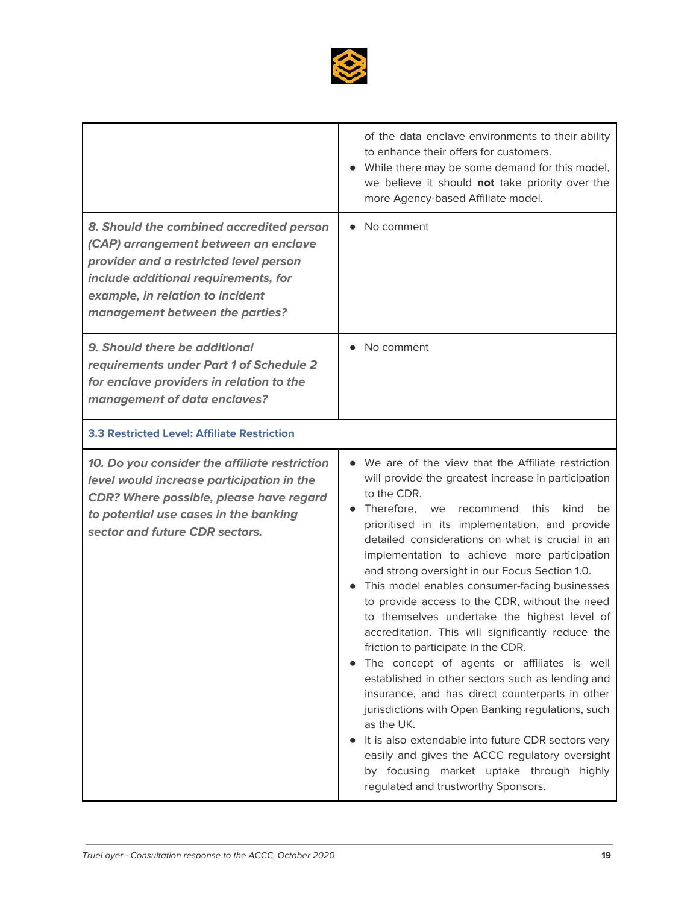| | |
|---|---|
| | of the data enclave environments to their ability to enhance their offers for customers.<br>• While there may be some demand for this model, we believe it should **not** take priority over the more Agency-based Affiliate model. |
| ***8. Should the combined accredited person (CAP) arrangement between an enclave provider and a restricted level person include additional requirements, for example, in relation to incident management between the parties?*** | • No comment |
| ***9. Should there be additional requirements under Part 1 of Schedule 2 for enclave providers in relation to the management of data enclaves?*** | • No comment |
| **3.3 Restricted Level: Affiliate Restriction** | |
| ***10. Do you consider the affiliate restriction level would increase participation in the CDR? Where possible, please have regard to potential use cases in the banking sector and future CDR sectors.*** | • We are of the view that the Affiliate restriction will provide the greatest increase in participation to the CDR.<br>• Therefore, we recommend this kind be prioritised in its implementation, and provide detailed considerations on what is crucial in an implementation to achieve more participation and strong oversight in our Focus Section 1.0.<br>• This model enables consumer-facing businesses to provide access to the CDR, without the need to themselves undertake the highest level of accreditation. This will significantly reduce the friction to participate in the CDR.<br>• The concept of agents or affiliates is well established in other sectors such as lending and insurance, and has direct counterparts in other jurisdictions with Open Banking regulations, such as the UK.<br>• It is also extendable into future CDR sectors very easily and gives the ACCC regulatory oversight by focusing market uptake through highly regulated and trustworthy Sponsors. |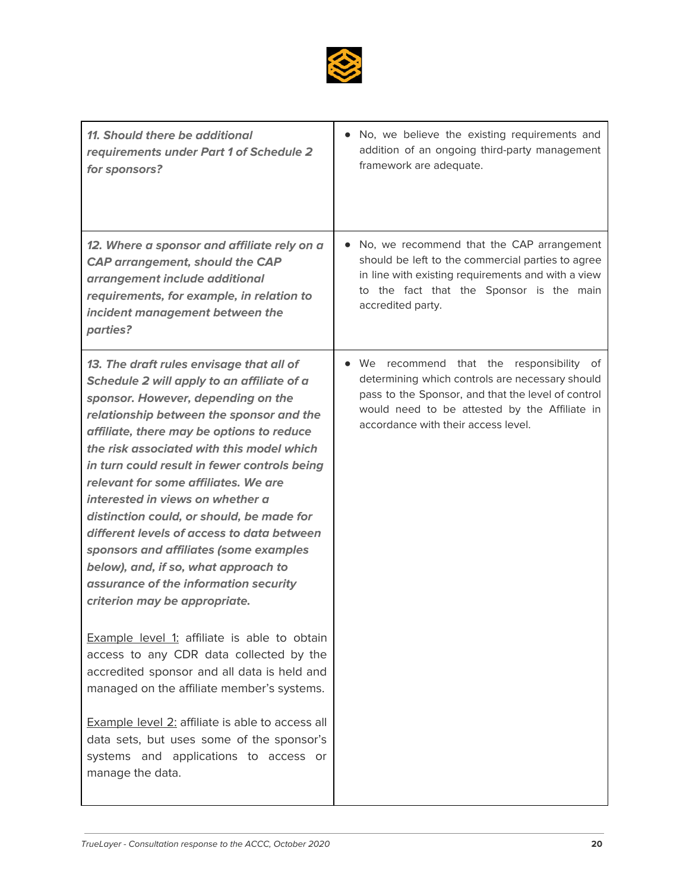| | |
|---|---|
| ***11. Should there be additional requirements under Part 1 of Schedule 2 for sponsors?*** | • No, we believe the existing requirements and addition of an ongoing third-party management framework are adequate. |
| ***12. Where a sponsor and affiliate rely on a CAP arrangement, should the CAP arrangement include additional requirements, for example, in relation to incident management between the parties?*** | • No, we recommend that the CAP arrangement should be left to the commercial parties to agree in line with existing requirements and with a view to the fact that the Sponsor is the main accredited party. |
| ***13. The draft rules envisage that all of Schedule 2 will apply to an affiliate of a sponsor. However, depending on the relationship between the sponsor and the affiliate, there may be options to reduce the risk associated with this model which in turn could result in fewer controls being relevant for some affiliates. We are interested in views on whether a distinction could, or should, be made for different levels of access to data between sponsors and affiliates (some examples below), and, if so, what approach to assurance of the information security criterion may be appropriate.***<br><br><u>Example level 1:</u> affiliate is able to obtain access to any CDR data collected by the accredited sponsor and all data is held and managed on the affiliate member's systems.<br><br><u>Example level 2:</u> affiliate is able to access all data sets, but uses some of the sponsor's systems and applications to access or manage the data. | • We recommend that the responsibility of determining which controls are necessary should pass to the Sponsor, and that the level of control would need to be attested by the Affiliate in accordance with their access level. |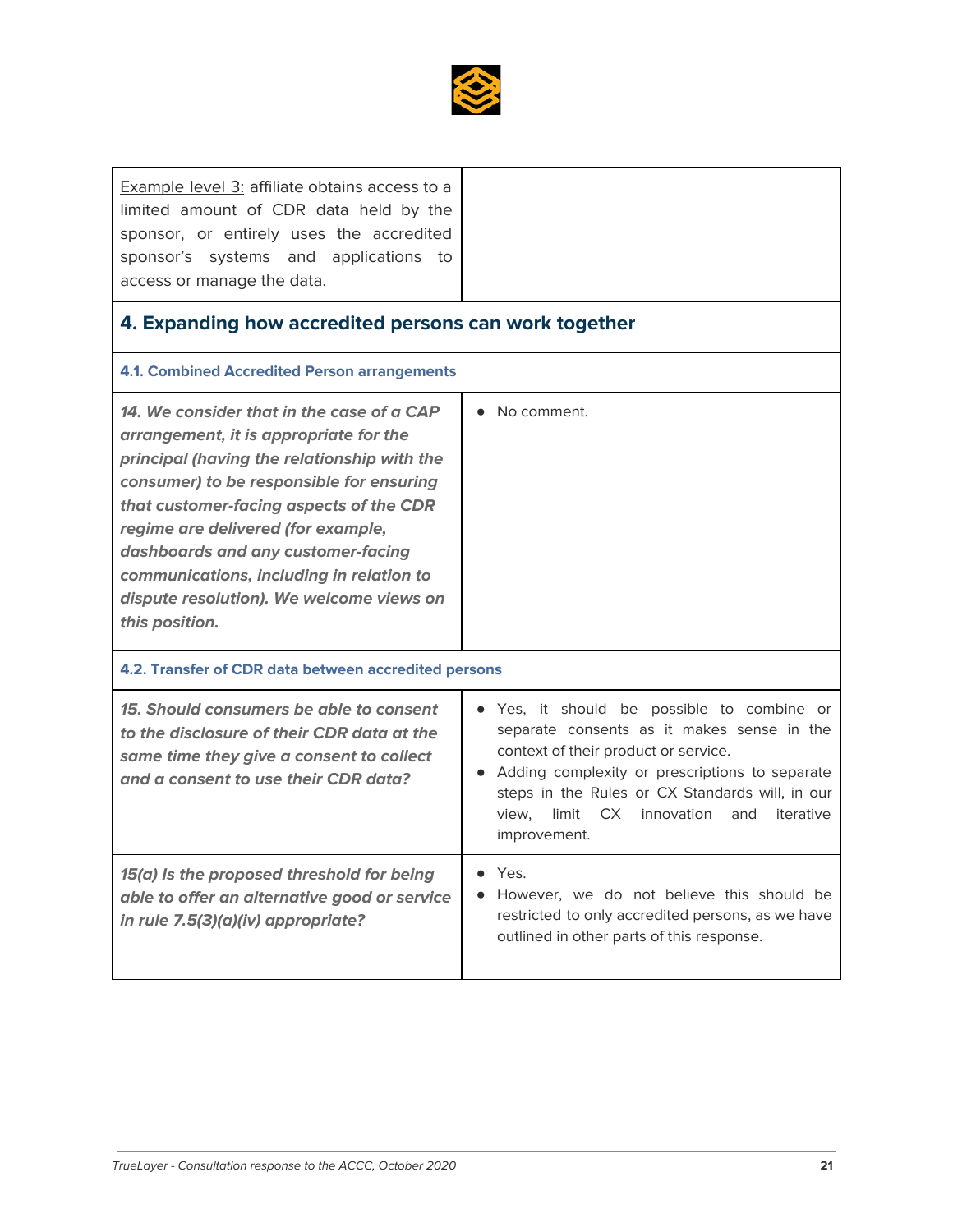| | |
|---|---|
| Example level 3: affiliate obtains access to a limited amount of CDR data held by the sponsor, or entirely uses the accredited sponsor's systems and applications to access or manage the data. | |

## 4. Expanding how accredited persons can work together

### 4.1. Combined Accredited Person arrangements

| | |
|---|---|
| ***14. We consider that in the case of a CAP arrangement, it is appropriate for the principal (having the relationship with the consumer) to be responsible for ensuring that customer-facing aspects of the CDR regime are delivered (for example, dashboards and any customer-facing communications, including in relation to dispute resolution). We welcome views on this position.*** | • No comment. |

### 4.2. Transfer of CDR data between accredited persons

| | |
|---|---|
| ***15. Should consumers be able to consent to the disclosure of their CDR data at the same time they give a consent to collect and a consent to use their CDR data?*** | • Yes, it should be possible to combine or separate consents as it makes sense in the context of their product or service.<br>• Adding complexity or prescriptions to separate steps in the Rules or CX Standards will, in our view, limit CX innovation and iterative improvement. |
| ***15(a) Is the proposed threshold for being able to offer an alternative good or service in rule 7.5(3)(a)(iv) appropriate?*** | • Yes.<br>• However, we do not believe this should be restricted to only accredited persons, as we have outlined in other parts of this response. |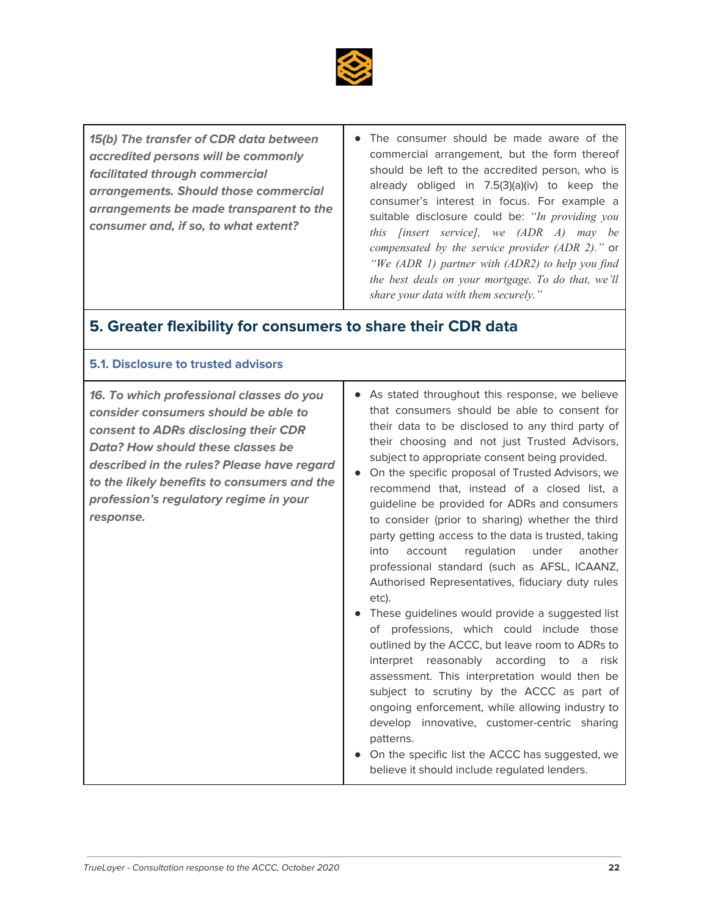| | |
|---|---|
| ***15(b) The transfer of CDR data between accredited persons will be commonly facilitated through commercial arrangements. Should those commercial arrangements be made transparent to the consumer and, if so, to what extent?*** | • The consumer should be made aware of the commercial arrangement, but the form thereof should be left to the accredited person, who is already obliged in 7.5(3)(a)(iv) to keep the consumer's interest in focus. For example a suitable disclosure could be: *"In providing you this [insert service], we (ADR A) may be compensated by the service provider (ADR 2)."* or *"We (ADR 1) partner with (ADR2) to help you find the best deals on your mortgage. To do that, we'll share your data with them securely."* |

## 5. Greater flexibility for consumers to share their CDR data

### 5.1. Disclosure to trusted advisors

| | |
|---|---|
| ***16. To which professional classes do you consider consumers should be able to consent to ADRs disclosing their CDR Data? How should these classes be described in the rules? Please have regard to the likely benefits to consumers and the profession's regulatory regime in your response.*** | • As stated throughout this response, we believe that consumers should be able to consent for their data to be disclosed to any third party of their choosing and not just Trusted Advisors, subject to appropriate consent being provided.<br>• On the specific proposal of Trusted Advisors, we recommend that, instead of a closed list, a guideline be provided for ADRs and consumers to consider (prior to sharing) whether the third party getting access to the data is trusted, taking into account regulation under another professional standard (such as AFSL, ICAANZ, Authorised Representatives, fiduciary duty rules etc).<br>• These guidelines would provide a suggested list of professions, which could include those outlined by the ACCC, but leave room to ADRs to interpret reasonably according to a risk assessment. This interpretation would then be subject to scrutiny by the ACCC as part of ongoing enforcement, while allowing industry to develop innovative, customer-centric sharing patterns.<br>• On the specific list the ACCC has suggested, we believe it should include regulated lenders. |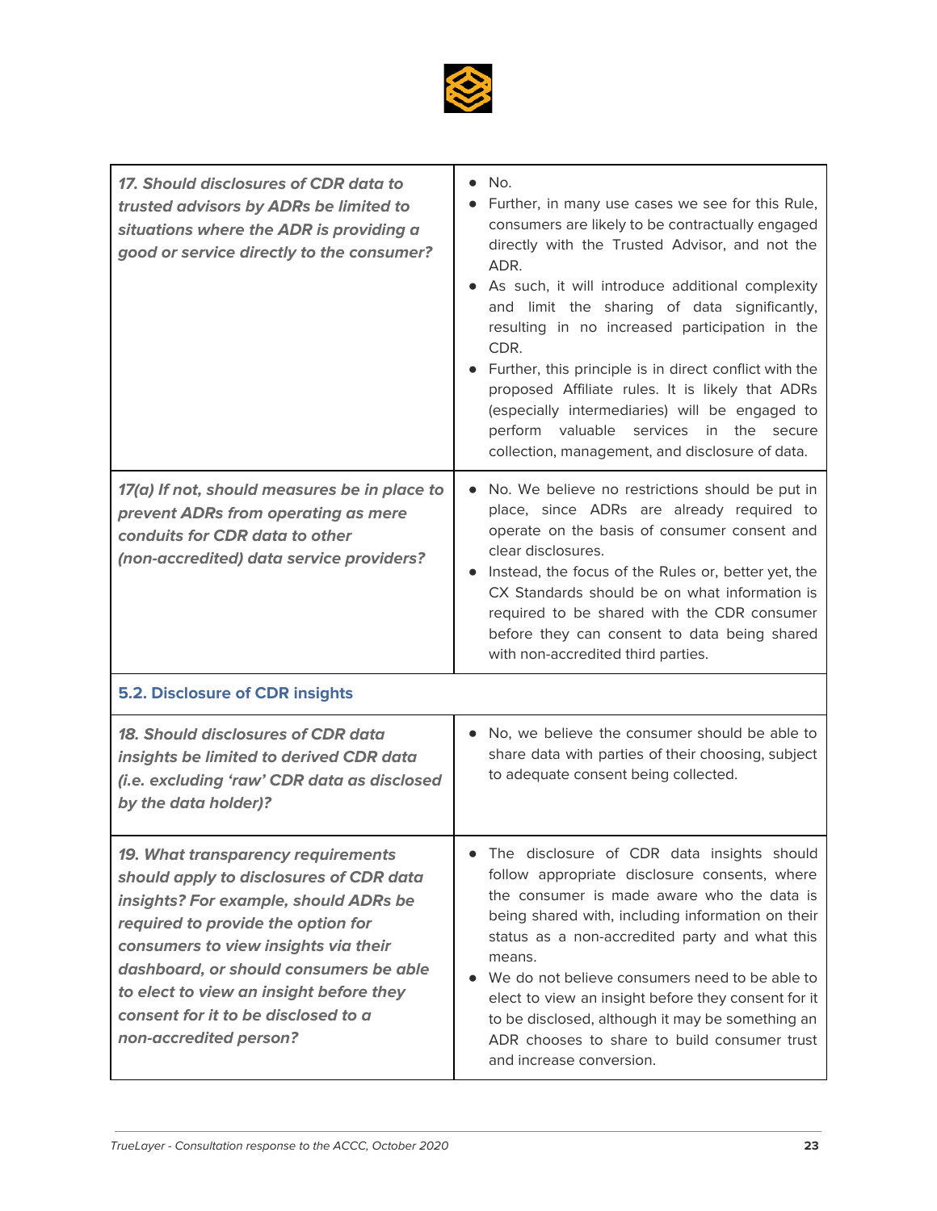| | |
|---|---|
| ***17. Should disclosures of CDR data to trusted advisors by ADRs be limited to situations where the ADR is providing a good or service directly to the consumer?*** | • No.<br>• Further, in many use cases we see for this Rule, consumers are likely to be contractually engaged directly with the Trusted Advisor, and not the ADR.<br>• As such, it will introduce additional complexity and limit the sharing of data significantly, resulting in no increased participation in the CDR.<br>• Further, this principle is in direct conflict with the proposed Affiliate rules. It is likely that ADRs (especially intermediaries) will be engaged to perform valuable services in the secure collection, management, and disclosure of data. |
| ***17(a) If not, should measures be in place to prevent ADRs from operating as mere conduits for CDR data to other (non-accredited) data service providers?*** | • No. We believe no restrictions should be put in place, since ADRs are already required to operate on the basis of consumer consent and clear disclosures.<br>• Instead, the focus of the Rules or, better yet, the CX Standards should be on what information is required to be shared with the CDR consumer before they can consent to data being shared with non-accredited third parties. |
| **5.2. Disclosure of CDR insights** | |
| ***18. Should disclosures of CDR data insights be limited to derived CDR data (i.e. excluding 'raw' CDR data as disclosed by the data holder)?*** | • No, we believe the consumer should be able to share data with parties of their choosing, subject to adequate consent being collected. |
| ***19. What transparency requirements should apply to disclosures of CDR data insights? For example, should ADRs be required to provide the option for consumers to view insights via their dashboard, or should consumers be able to elect to view an insight before they consent for it to be disclosed to a non-accredited person?*** | • The disclosure of CDR data insights should follow appropriate disclosure consents, where the consumer is made aware who the data is being shared with, including information on their status as a non-accredited party and what this means.<br>• We do not believe consumers need to be able to elect to view an insight before they consent for it to be disclosed, although it may be something an ADR chooses to share to build consumer trust and increase conversion. |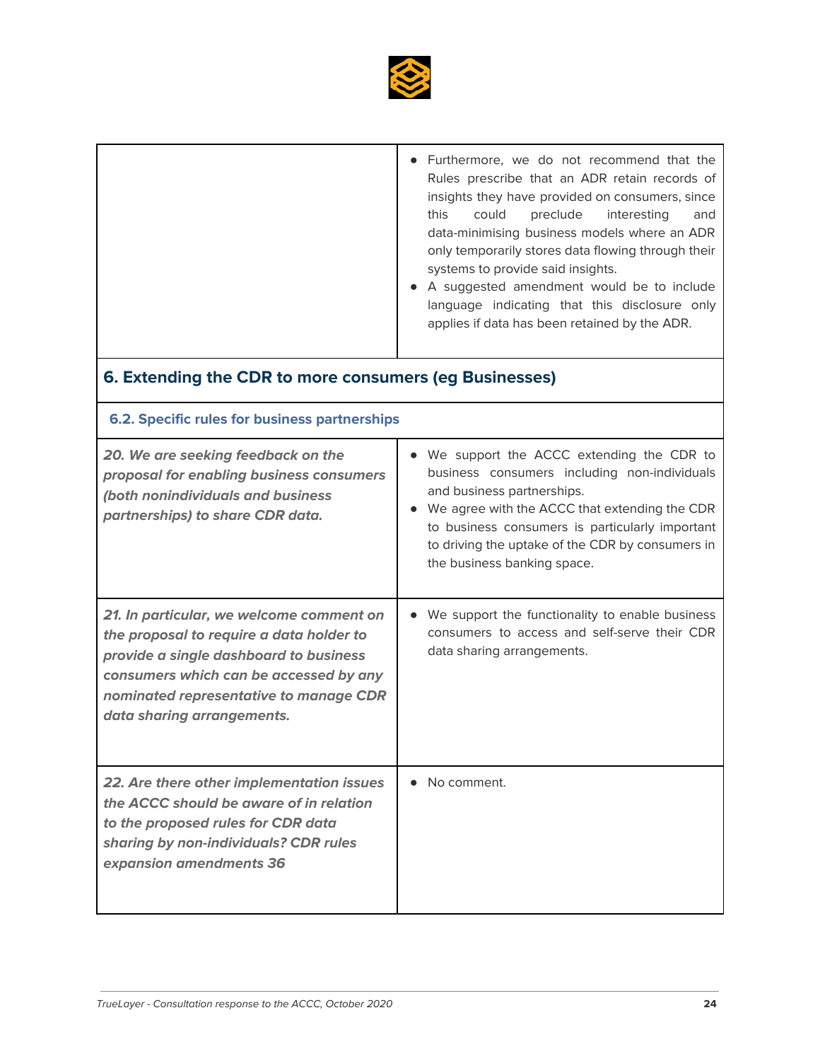| | |
|---|---|
| | • Furthermore, we do not recommend that the Rules prescribe that an ADR retain records of insights they have provided on consumers, since this could preclude interesting and data-minimising business models where an ADR only temporarily stores data flowing through their systems to provide said insights. <br> • A suggested amendment would be to include language indicating that this disclosure only applies if data has been retained by the ADR. |

## 6. Extending the CDR to more consumers (eg Businesses)

### 6.2. Specific rules for business partnerships

| | |
|---|---|
| ***20. We are seeking feedback on the proposal for enabling business consumers (both nonindividuals and business partnerships) to share CDR data.*** | • We support the ACCC extending the CDR to business consumers including non-individuals and business partnerships. <br> • We agree with the ACCC that extending the CDR to business consumers is particularly important to driving the uptake of the CDR by consumers in the business banking space. |
| ***21. In particular, we welcome comment on the proposal to require a data holder to provide a single dashboard to business consumers which can be accessed by any nominated representative to manage CDR data sharing arrangements.*** | • We support the functionality to enable business consumers to access and self-serve their CDR data sharing arrangements. |
| ***22. Are there other implementation issues the ACCC should be aware of in relation to the proposed rules for CDR data sharing by non-individuals? CDR rules expansion amendments 36*** | • No comment. |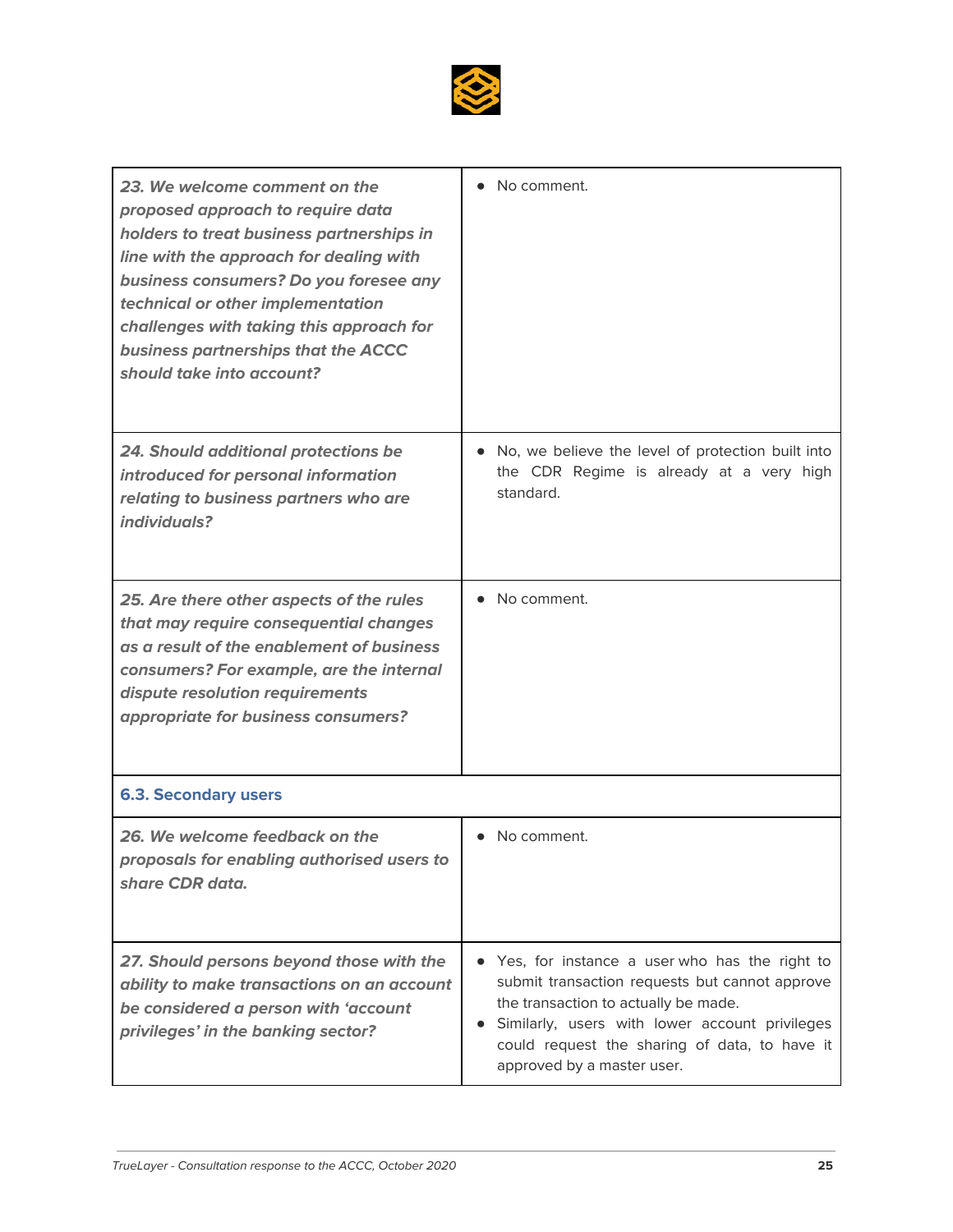| | |
|---|---|
| ***23. We welcome comment on the proposed approach to require data holders to treat business partnerships in line with the approach for dealing with business consumers? Do you foresee any technical or other implementation challenges with taking this approach for business partnerships that the ACCC should take into account?*** | • No comment. |
| ***24. Should additional protections be introduced for personal information relating to business partners who are individuals?*** | • No, we believe the level of protection built into the CDR Regime is already at a very high standard. |
| ***25. Are there other aspects of the rules that may require consequential changes as a result of the enablement of business consumers? For example, are the internal dispute resolution requirements appropriate for business consumers?*** | • No comment. |
| **6.3. Secondary users** | |
| ***26. We welcome feedback on the proposals for enabling authorised users to share CDR data.*** | • No comment. |
| ***27. Should persons beyond those with the ability to make transactions on an account be considered a person with 'account privileges' in the banking sector?*** | • Yes, for instance a user who has the right to submit transaction requests but cannot approve the transaction to actually be made.<br>• Similarly, users with lower account privileges could request the sharing of data, to have it approved by a master user. |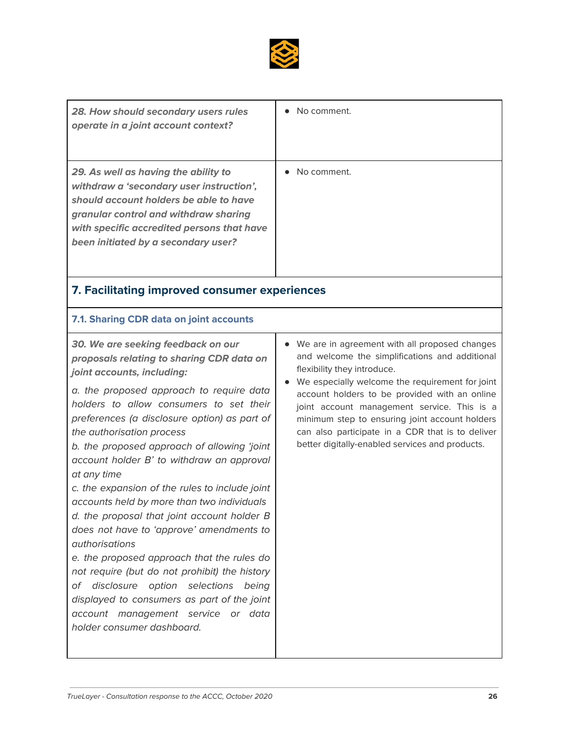| | |
|---|---|
| ***28. How should secondary users rules operate in a joint account context?*** | • No comment. |
| ***29. As well as having the ability to withdraw a 'secondary user instruction', should account holders be able to have granular control and withdraw sharing with specific accredited persons that have been initiated by a secondary user?*** | • No comment. |

## 7. Facilitating improved consumer experiences

### 7.1. Sharing CDR data on joint accounts

| | |
|---|---|
| ***30. We are seeking feedback on our proposals relating to sharing CDR data on joint accounts, including:***<br><br>*a. the proposed approach to require data holders to allow consumers to set their preferences (a disclosure option) as part of the authorisation process*<br>*b. the proposed approach of allowing 'joint account holder B' to withdraw an approval at any time*<br>*c. the expansion of the rules to include joint accounts held by more than two individuals*<br>*d. the proposal that joint account holder B does not have to 'approve' amendments to authorisations*<br>*e. the proposed approach that the rules do not require (but do not prohibit) the history of disclosure option selections being displayed to consumers as part of the joint account management service or data holder consumer dashboard.* | • We are in agreement with all proposed changes and welcome the simplifications and additional flexibility they introduce.<br>• We especially welcome the requirement for joint account holders to be provided with an online joint account management service. This is a minimum step to ensuring joint account holders can also participate in a CDR that is to deliver better digitally-enabled services and products. |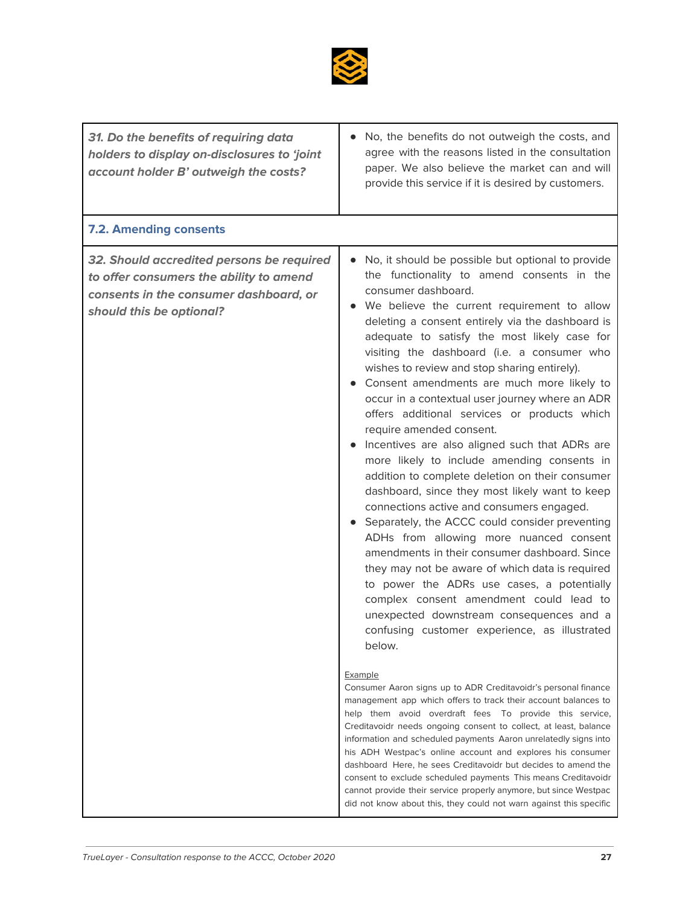| | |
|---|---|
| ***31. Do the benefits of requiring data holders to display on-disclosures to 'joint account holder B' outweigh the costs?*** | • No, the benefits do not outweigh the costs, and agree with the reasons listed in the consultation paper. We also believe the market can and will provide this service if it is desired by customers. |
| **7.2. Amending consents** | |
| ***32. Should accredited persons be required to offer consumers the ability to amend consents in the consumer dashboard, or should this be optional?*** | • No, it should be possible but optional to provide the functionality to amend consents in the consumer dashboard.<br>• We believe the current requirement to allow deleting a consent entirely via the dashboard is adequate to satisfy the most likely case for visiting the dashboard (i.e. a consumer who wishes to review and stop sharing entirely).<br>• Consent amendments are much more likely to occur in a contextual user journey where an ADR offers additional services or products which require amended consent.<br>• Incentives are also aligned such that ADRs are more likely to include amending consents in addition to complete deletion on their consumer dashboard, since they most likely want to keep connections active and consumers engaged.<br>• Separately, the ACCC could consider preventing ADHs from allowing more nuanced consent amendments in their consumer dashboard. Since they may not be aware of which data is required to power the ADRs use cases, a potentially complex consent amendment could lead to unexpected downstream consequences and a confusing customer experience, as illustrated below.<br><br><u>Example</u><br>Consumer Aaron signs up to ADR Creditavoidr's personal finance management app which offers to track their account balances to help them avoid overdraft fees To provide this service, Creditavoidr needs ongoing consent to collect, at least, balance information and scheduled payments Aaron unrelatedly signs into his ADH Westpac's online account and explores his consumer dashboard Here, he sees Creditavoidr but decides to amend the consent to exclude scheduled payments This means Creditavoidr cannot provide their service properly anymore, but since Westpac did not know about this, they could not warn against this specific |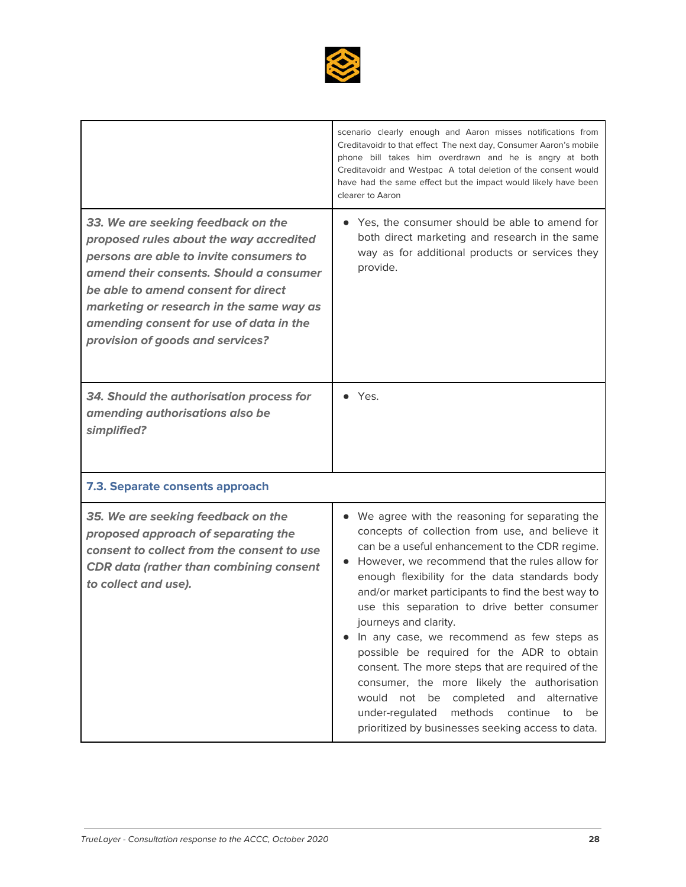| | |
|---|---|
| | scenario clearly enough and Aaron misses notifications from Creditavoidr to that effect The next day, Consumer Aaron's mobile phone bill takes him overdrawn and he is angry at both Creditavoidr and Westpac A total deletion of the consent would have had the same effect but the impact would likely have been clearer to Aaron |
| ***33. We are seeking feedback on the proposed rules about the way accredited persons are able to invite consumers to amend their consents. Should a consumer be able to amend consent for direct marketing or research in the same way as amending consent for use of data in the provision of goods and services?*** | • Yes, the consumer should be able to amend for both direct marketing and research in the same way as for additional products or services they provide. |
| ***34. Should the authorisation process for amending authorisations also be simplified?*** | • Yes. |
| **7.3. Separate consents approach** | |
| ***35. We are seeking feedback on the proposed approach of separating the consent to collect from the consent to use CDR data (rather than combining consent to collect and use).*** | • We agree with the reasoning for separating the concepts of collection from use, and believe it can be a useful enhancement to the CDR regime. <br> • However, we recommend that the rules allow for enough flexibility for the data standards body and/or market participants to find the best way to use this separation to drive better consumer journeys and clarity. <br> • In any case, we recommend as few steps as possible be required for the ADR to obtain consent. The more steps that are required of the consumer, the more likely the authorisation would not be completed and alternative under-regulated methods continue to be prioritized by businesses seeking access to data. |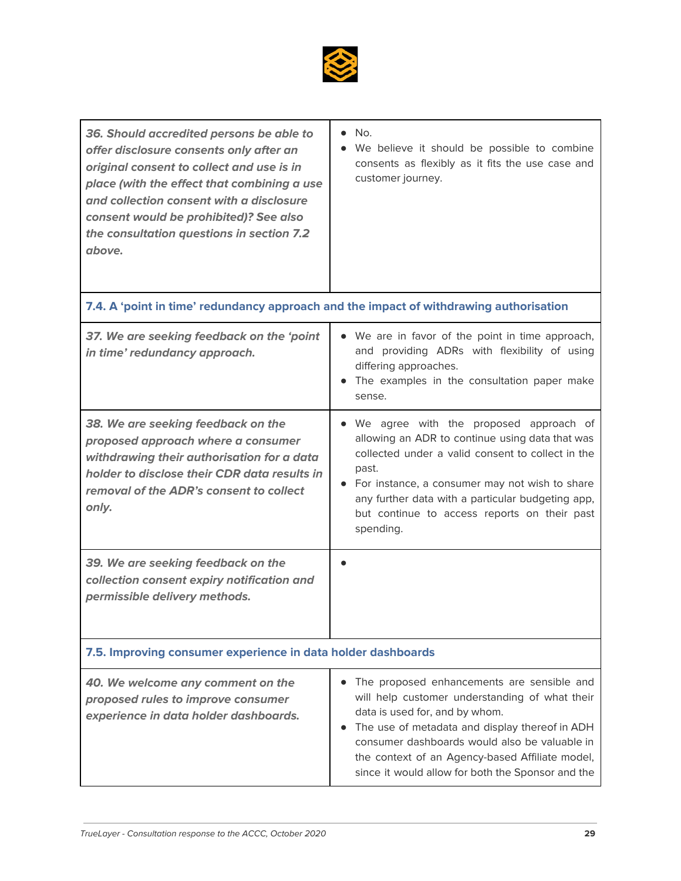| | |
|---|---|
| ***36. Should accredited persons be able to offer disclosure consents only after an original consent to collect and use is in place (with the effect that combining a use and collection consent with a disclosure consent would be prohibited)? See also the consultation questions in section 7.2 above.*** | • No.<br>• We believe it should be possible to combine consents as flexibly as it fits the use case and customer journey. |
| **7.4. A 'point in time' redundancy approach and the impact of withdrawing authorisation** | |
| ***37. We are seeking feedback on the 'point in time' redundancy approach.*** | • We are in favor of the point in time approach, and providing ADRs with flexibility of using differing approaches.<br>• The examples in the consultation paper make sense. |
| ***38. We are seeking feedback on the proposed approach where a consumer withdrawing their authorisation for a data holder to disclose their CDR data results in removal of the ADR's consent to collect only.*** | • We agree with the proposed approach of allowing an ADR to continue using data that was collected under a valid consent to collect in the past.<br>• For instance, a consumer may not wish to share any further data with a particular budgeting app, but continue to access reports on their past spending. |
| ***39. We are seeking feedback on the collection consent expiry notification and permissible delivery methods.*** | • |
| **7.5. Improving consumer experience in data holder dashboards** | |
| ***40. We welcome any comment on the proposed rules to improve consumer experience in data holder dashboards.*** | • The proposed enhancements are sensible and will help customer understanding of what their data is used for, and by whom.<br>• The use of metadata and display thereof in ADH consumer dashboards would also be valuable in the context of an Agency-based Affiliate model, since it would allow for both the Sponsor and the |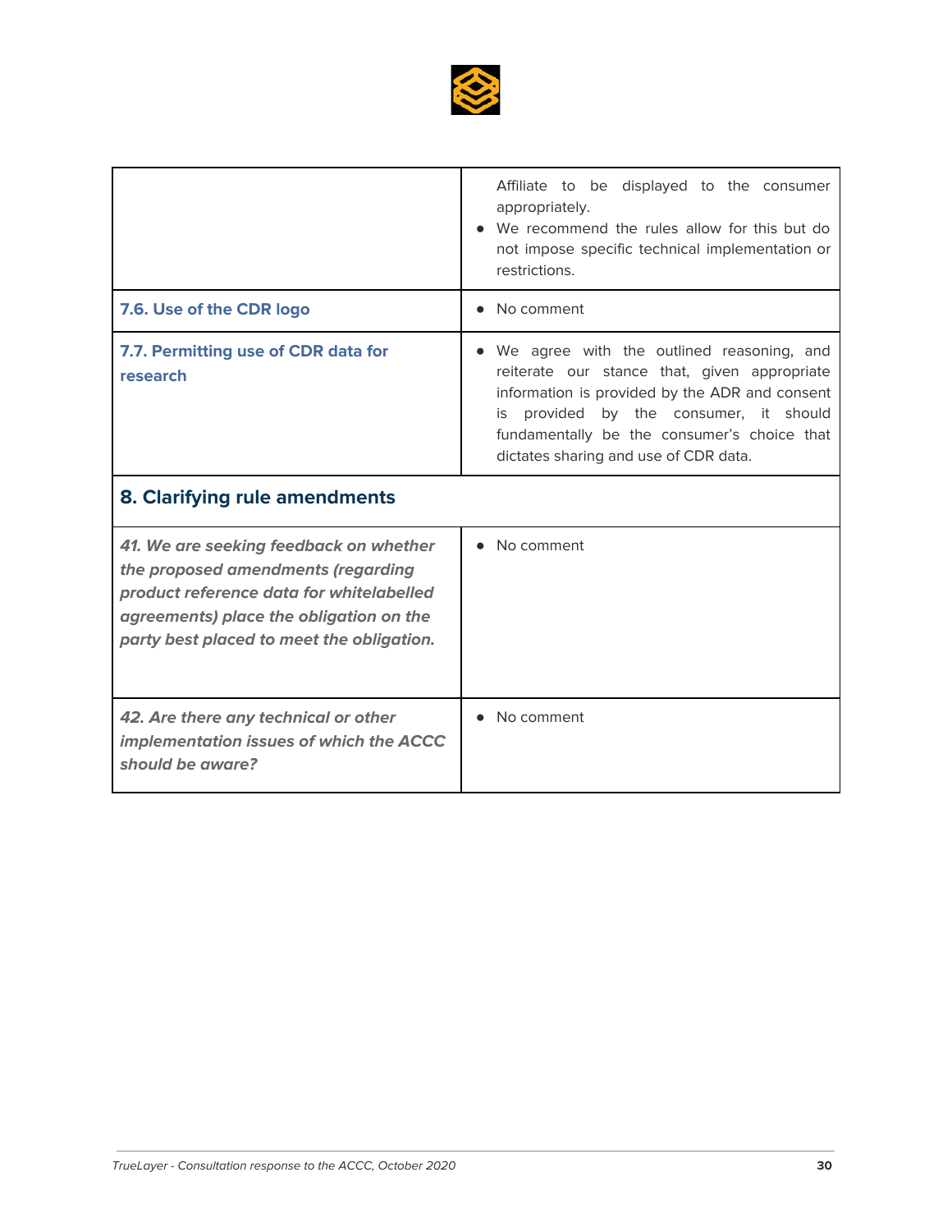| | |
|---|---|
| | Affiliate to be displayed to the consumer appropriately.<br>• We recommend the rules allow for this but do not impose specific technical implementation or restrictions. |
| **7.6. Use of the CDR logo** | • No comment |
| **7.7. Permitting use of CDR data for research** | • We agree with the outlined reasoning, and reiterate our stance that, given appropriate information is provided by the ADR and consent is provided by the consumer, it should fundamentally be the consumer's choice that dictates sharing and use of CDR data. |
| **8. Clarifying rule amendments** | |
| ***41. We are seeking feedback on whether the proposed amendments (regarding product reference data for whitelabelled agreements) place the obligation on the party best placed to meet the obligation.*** | • No comment |
| ***42. Are there any technical or other implementation issues of which the ACCC should be aware?*** | • No comment |